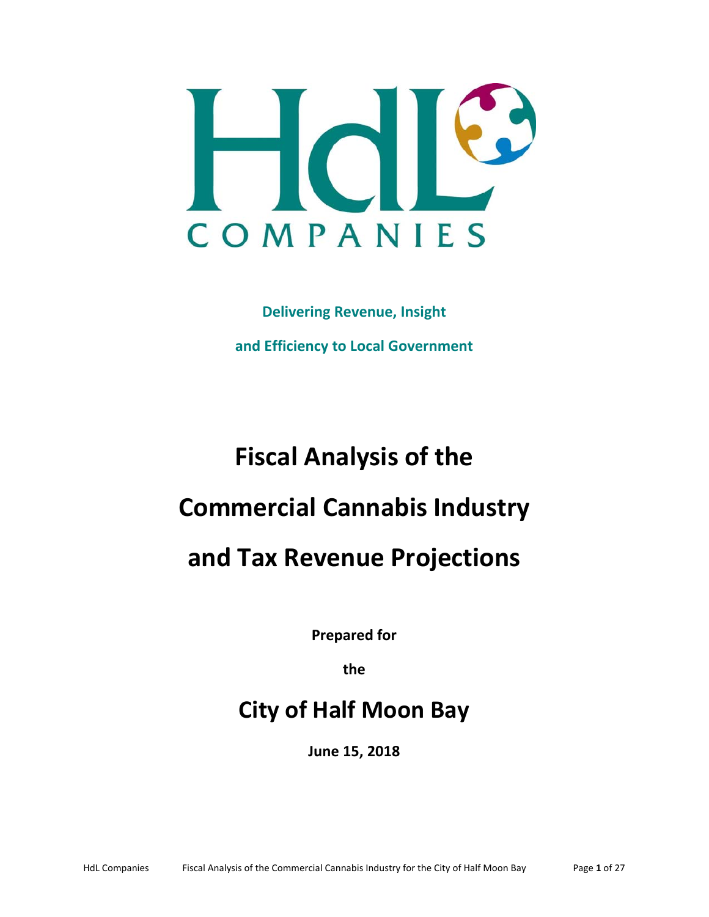HdL COMPANIES

**Delivering Revenue, Insight**

**and Efficiency to Local Government**

# Fiscal Analysis of the Commercial Cannabis Industry and Tax Revenue Projections

**Prepared for**

**the**

## City of Half Moon Bay

**June 15, 2018**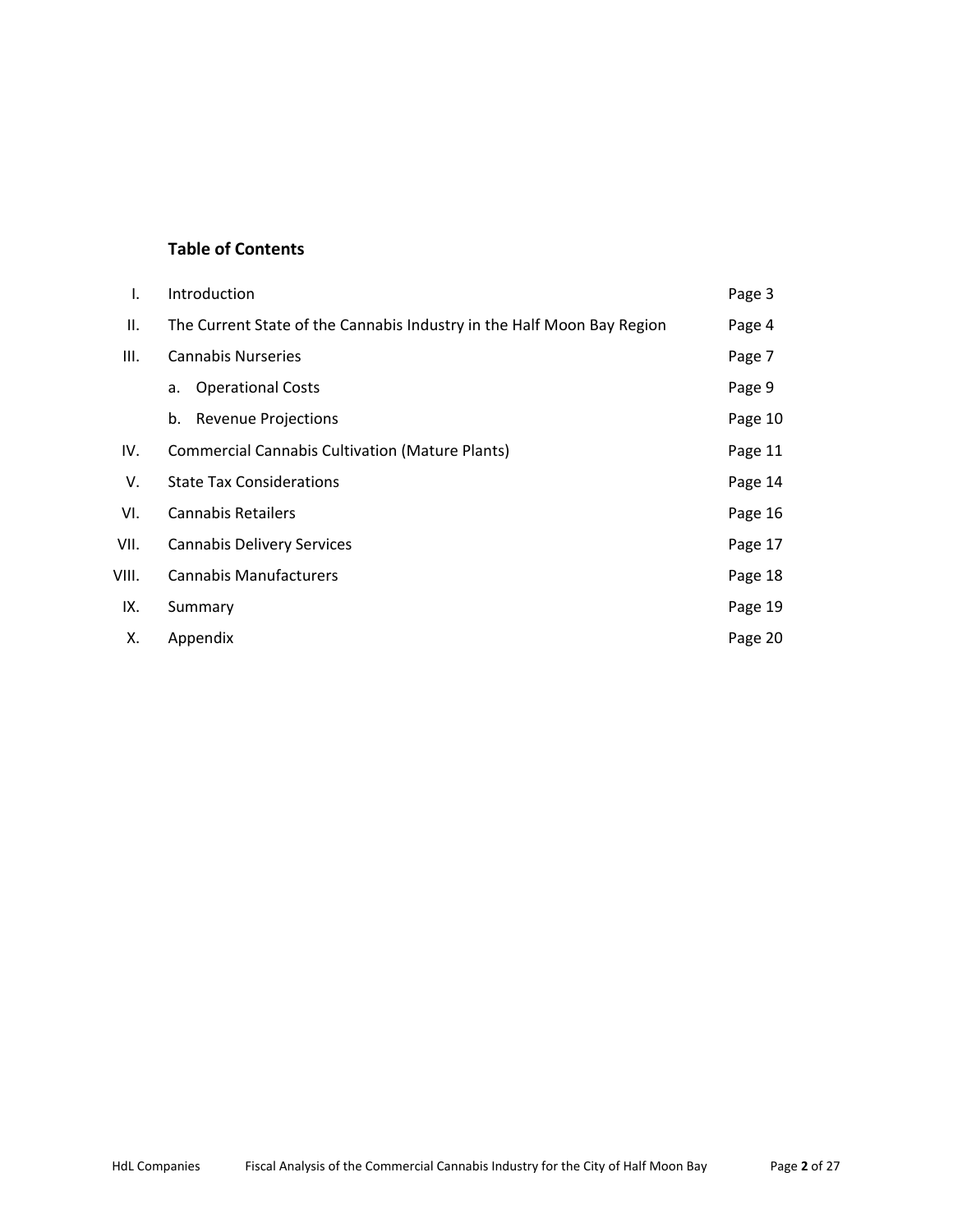## Table of Contents

| | | |
|---|---|---|
| I. | Introduction | Page 3 |
| II. | The Current State of the Cannabis Industry in the Half Moon Bay Region | Page 4 |
| III. | Cannabis Nurseries | Page 7 |
| | a. Operational Costs | Page 9 |
| | b. Revenue Projections | Page 10 |
| IV. | Commercial Cannabis Cultivation (Mature Plants) | Page 11 |
| V. | State Tax Considerations | Page 14 |
| VI. | Cannabis Retailers | Page 16 |
| VII. | Cannabis Delivery Services | Page 17 |
| VIII. | Cannabis Manufacturers | Page 18 |
| IX. | Summary | Page 19 |
| X. | Appendix | Page 20 |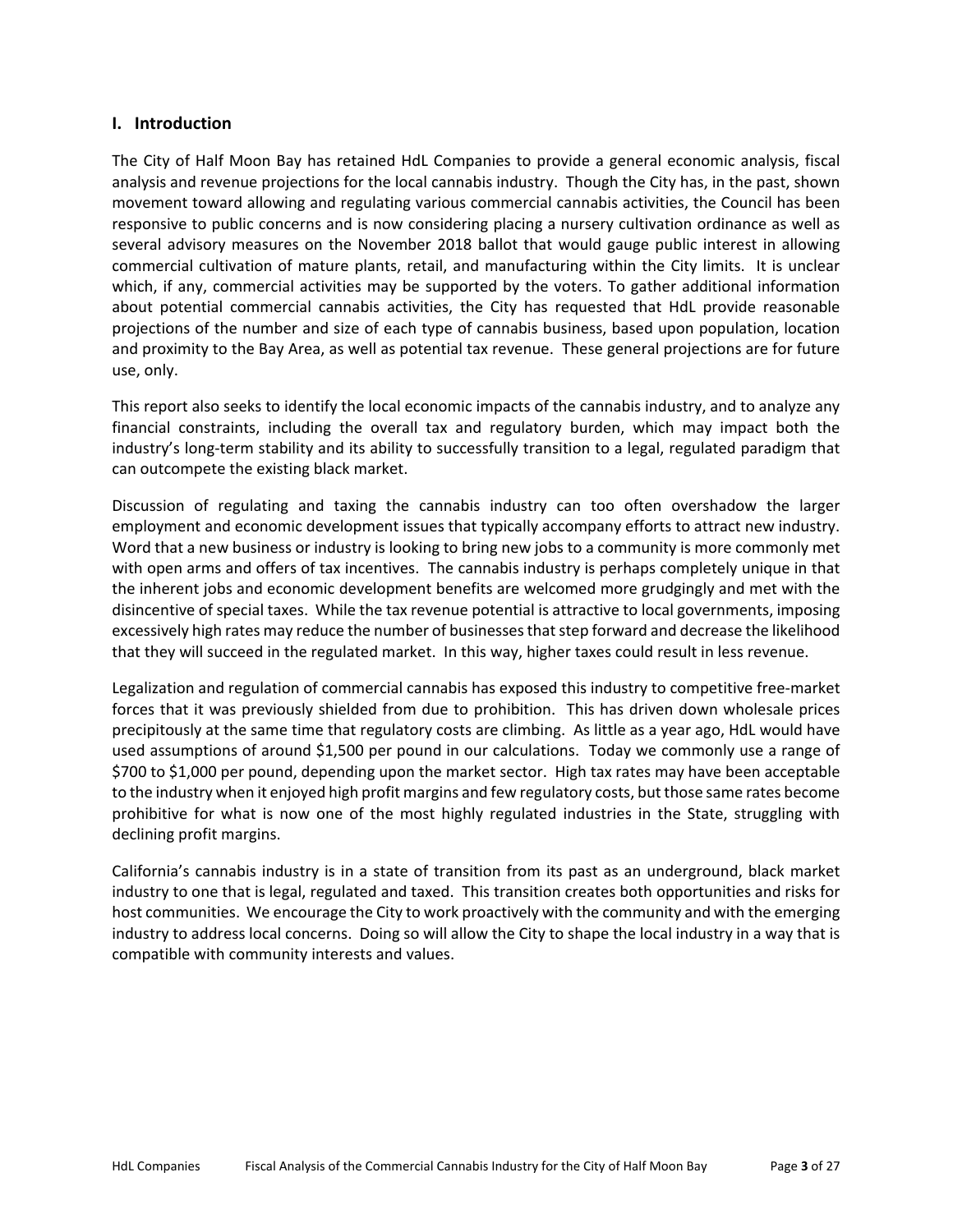## I. Introduction

The City of Half Moon Bay has retained HdL Companies to provide a general economic analysis, fiscal analysis and revenue projections for the local cannabis industry. Though the City has, in the past, shown movement toward allowing and regulating various commercial cannabis activities, the Council has been responsive to public concerns and is now considering placing a nursery cultivation ordinance as well as several advisory measures on the November 2018 ballot that would gauge public interest in allowing commercial cultivation of mature plants, retail, and manufacturing within the City limits. It is unclear which, if any, commercial activities may be supported by the voters. To gather additional information about potential commercial cannabis activities, the City has requested that HdL provide reasonable projections of the number and size of each type of cannabis business, based upon population, location and proximity to the Bay Area, as well as potential tax revenue. These general projections are for future use, only.

This report also seeks to identify the local economic impacts of the cannabis industry, and to analyze any financial constraints, including the overall tax and regulatory burden, which may impact both the industry's long-term stability and its ability to successfully transition to a legal, regulated paradigm that can outcompete the existing black market.

Discussion of regulating and taxing the cannabis industry can too often overshadow the larger employment and economic development issues that typically accompany efforts to attract new industry. Word that a new business or industry is looking to bring new jobs to a community is more commonly met with open arms and offers of tax incentives. The cannabis industry is perhaps completely unique in that the inherent jobs and economic development benefits are welcomed more grudgingly and met with the disincentive of special taxes. While the tax revenue potential is attractive to local governments, imposing excessively high rates may reduce the number of businesses that step forward and decrease the likelihood that they will succeed in the regulated market. In this way, higher taxes could result in less revenue.

Legalization and regulation of commercial cannabis has exposed this industry to competitive free-market forces that it was previously shielded from due to prohibition. This has driven down wholesale prices precipitously at the same time that regulatory costs are climbing. As little as a year ago, HdL would have used assumptions of around $1,500 per pound in our calculations. Today we commonly use a range of $700 to $1,000 per pound, depending upon the market sector. High tax rates may have been acceptable to the industry when it enjoyed high profit margins and few regulatory costs, but those same rates become prohibitive for what is now one of the most highly regulated industries in the State, struggling with declining profit margins.

California's cannabis industry is in a state of transition from its past as an underground, black market industry to one that is legal, regulated and taxed. This transition creates both opportunities and risks for host communities. We encourage the City to work proactively with the community and with the emerging industry to address local concerns. Doing so will allow the City to shape the local industry in a way that is compatible with community interests and values.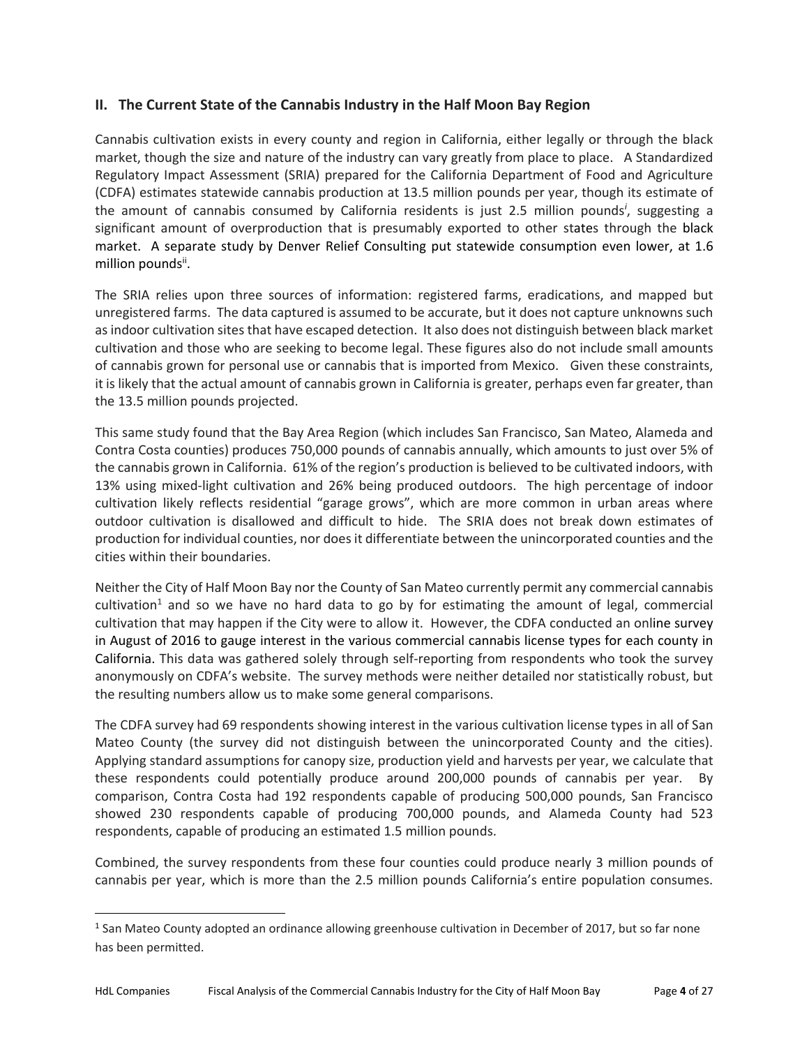## II. The Current State of the Cannabis Industry in the Half Moon Bay Region

Cannabis cultivation exists in every county and region in California, either legally or through the black market, though the size and nature of the industry can vary greatly from place to place. A Standardized Regulatory Impact Assessment (SRIA) prepared for the California Department of Food and Agriculture (CDFA) estimates statewide cannabis production at 13.5 million pounds per year, though its estimate of the amount of cannabis consumed by California residents is just 2.5 million pounds[i], suggesting a significant amount of overproduction that is presumably exported to other states through the black market. A separate study by Denver Relief Consulting put statewide consumption even lower, at 1.6 million pounds[ii].

The SRIA relies upon three sources of information: registered farms, eradications, and mapped but unregistered farms. The data captured is assumed to be accurate, but it does not capture unknowns such as indoor cultivation sites that have escaped detection. It also does not distinguish between black market cultivation and those who are seeking to become legal. These figures also do not include small amounts of cannabis grown for personal use or cannabis that is imported from Mexico. Given these constraints, it is likely that the actual amount of cannabis grown in California is greater, perhaps even far greater, than the 13.5 million pounds projected.

This same study found that the Bay Area Region (which includes San Francisco, San Mateo, Alameda and Contra Costa counties) produces 750,000 pounds of cannabis annually, which amounts to just over 5% of the cannabis grown in California. 61% of the region's production is believed to be cultivated indoors, with 13% using mixed-light cultivation and 26% being produced outdoors. The high percentage of indoor cultivation likely reflects residential "garage grows", which are more common in urban areas where outdoor cultivation is disallowed and difficult to hide. The SRIA does not break down estimates of production for individual counties, nor does it differentiate between the unincorporated counties and the cities within their boundaries.

Neither the City of Half Moon Bay nor the County of San Mateo currently permit any commercial cannabis cultivation[1] and so we have no hard data to go by for estimating the amount of legal, commercial cultivation that may happen if the City were to allow it. However, the CDFA conducted an online survey in August of 2016 to gauge interest in the various commercial cannabis license types for each county in California. This data was gathered solely through self-reporting from respondents who took the survey anonymously on CDFA's website. The survey methods were neither detailed nor statistically robust, but the resulting numbers allow us to make some general comparisons.

The CDFA survey had 69 respondents showing interest in the various cultivation license types in all of San Mateo County (the survey did not distinguish between the unincorporated County and the cities). Applying standard assumptions for canopy size, production yield and harvests per year, we calculate that these respondents could potentially produce around 200,000 pounds of cannabis per year. By comparison, Contra Costa had 192 respondents capable of producing 500,000 pounds, San Francisco showed 230 respondents capable of producing 700,000 pounds, and Alameda County had 523 respondents, capable of producing an estimated 1.5 million pounds.

Combined, the survey respondents from these four counties could produce nearly 3 million pounds of cannabis per year, which is more than the 2.5 million pounds California's entire population consumes.

[1] San Mateo County adopted an ordinance allowing greenhouse cultivation in December of 2017, but so far none has been permitted.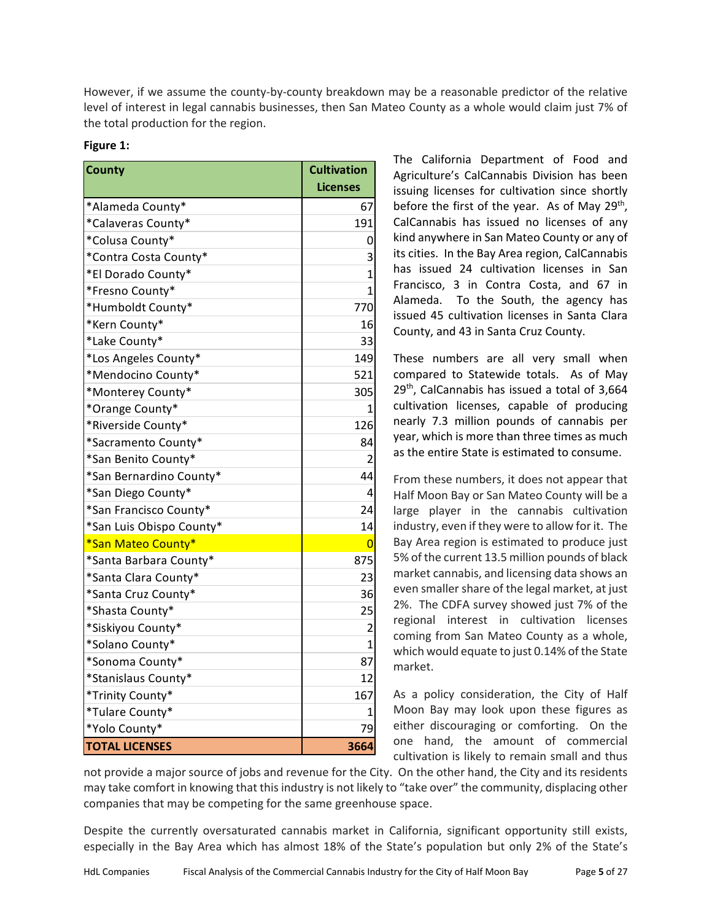However, if we assume the county-by-county breakdown may be a reasonable predictor of the relative level of interest in legal cannabis businesses, then San Mateo County as a whole would claim just 7% of the total production for the region.

**Figure 1:**

| County | Cultivation Licenses |
|---|---|
| *Alameda County* | 67 |
| *Calaveras County* | 191 |
| *Colusa County* | 0 |
| *Contra Costa County* | 3 |
| *El Dorado County* | 1 |
| *Fresno County* | 1 |
| *Humboldt County* | 770 |
| *Kern County* | 16 |
| *Lake County* | 33 |
| *Los Angeles County* | 149 |
| *Mendocino County* | 521 |
| *Monterey County* | 305 |
| *Orange County* | 1 |
| *Riverside County* | 126 |
| *Sacramento County* | 84 |
| *San Benito County* | 2 |
| *San Bernardino County* | 44 |
| *San Diego County* | 4 |
| *San Francisco County* | 24 |
| *San Luis Obispo County* | 14 |
| *San Mateo County* | 0 |
| *Santa Barbara County* | 875 |
| *Santa Clara County* | 23 |
| *Santa Cruz County* | 36 |
| *Shasta County* | 25 |
| *Siskiyou County* | 2 |
| *Solano County* | 1 |
| *Sonoma County* | 87 |
| *Stanislaus County* | 12 |
| *Trinity County* | 167 |
| *Tulare County* | 1 |
| *Yolo County* | 79 |
| **TOTAL LICENSES** | **3664** |

The California Department of Food and Agriculture's CalCannabis Division has been issuing licenses for cultivation since shortly before the first of the year. As of May 29th, CalCannabis has issued no licenses of any kind anywhere in San Mateo County or any of its cities. In the Bay Area region, CalCannabis has issued 24 cultivation licenses in San Francisco, 3 in Contra Costa, and 67 in Alameda. To the South, the agency has issued 45 cultivation licenses in Santa Clara County, and 43 in Santa Cruz County.

These numbers are all very small when compared to Statewide totals. As of May 29th, CalCannabis has issued a total of 3,664 cultivation licenses, capable of producing nearly 7.3 million pounds of cannabis per year, which is more than three times as much as the entire State is estimated to consume.

From these numbers, it does not appear that Half Moon Bay or San Mateo County will be a large player in the cannabis cultivation industry, even if they were to allow for it. The Bay Area region is estimated to produce just 5% of the current 13.5 million pounds of black market cannabis, and licensing data shows an even smaller share of the legal market, at just 2%. The CDFA survey showed just 7% of the regional interest in cultivation licenses coming from San Mateo County as a whole, which would equate to just 0.14% of the State market.

As a policy consideration, the City of Half Moon Bay may look upon these figures as either discouraging or comforting. On the one hand, the amount of commercial cultivation is likely to remain small and thus not provide a major source of jobs and revenue for the City. On the other hand, the City and its residents may take comfort in knowing that this industry is not likely to "take over" the community, displacing other companies that may be competing for the same greenhouse space.

Despite the currently oversaturated cannabis market in California, significant opportunity still exists, especially in the Bay Area which has almost 18% of the State's population but only 2% of the State's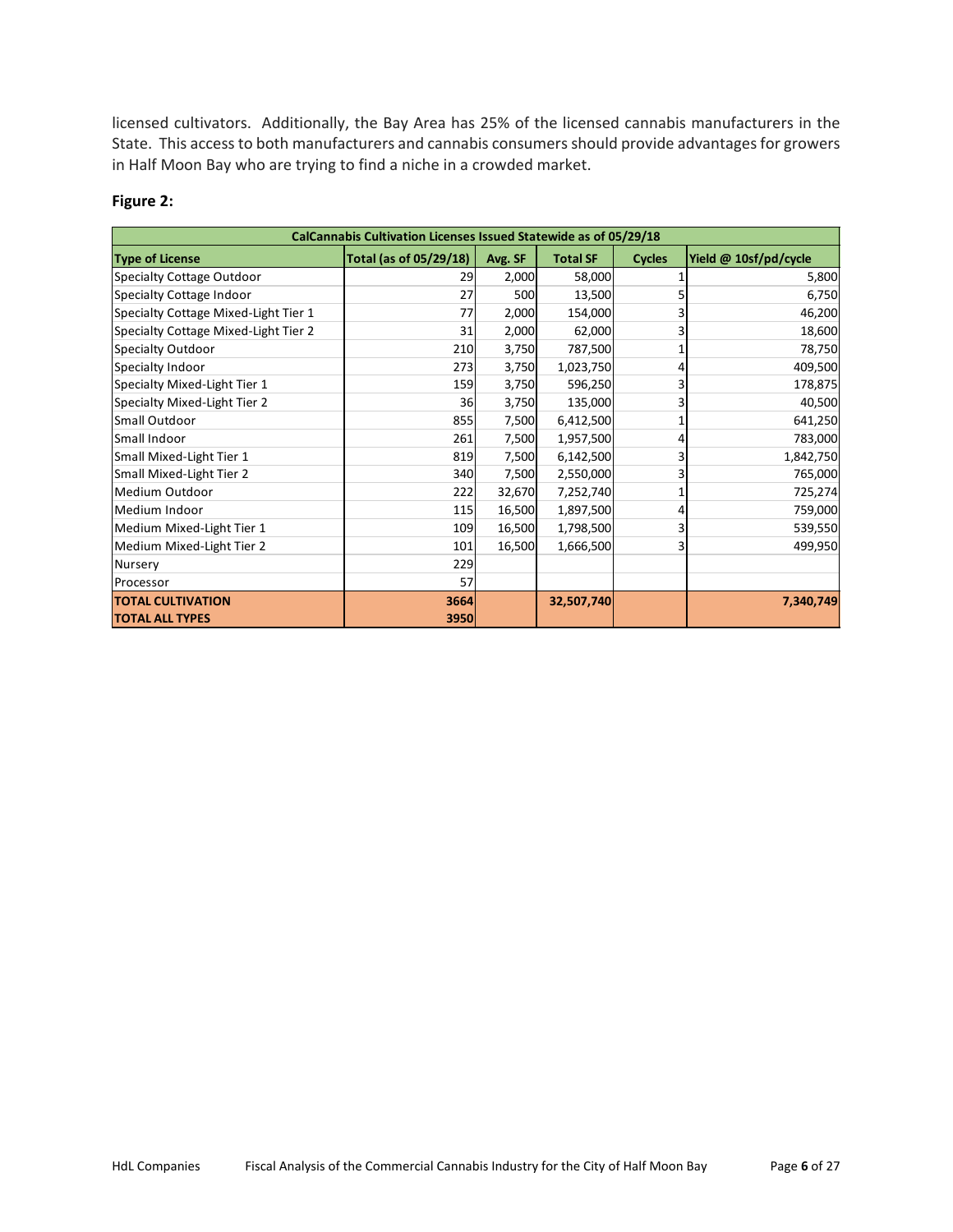licensed cultivators. Additionally, the Bay Area has 25% of the licensed cannabis manufacturers in the State. This access to both manufacturers and cannabis consumers should provide advantages for growers in Half Moon Bay who are trying to find a niche in a crowded market.

**Figure 2:**

| CalCannabis Cultivation Licenses Issued Statewide as of 05/29/18 | | | | | |
|---|---|---|---|---|---|
| **Type of License** | **Total (as of 05/29/18)** | **Avg. SF** | **Total SF** | **Cycles** | **Yield @ 10sf/pd/cycle** |
| Specialty Cottage Outdoor | 29 | 2,000 | 58,000 | 1 | 5,800 |
| Specialty Cottage Indoor | 27 | 500 | 13,500 | 5 | 6,750 |
| Specialty Cottage Mixed-Light Tier 1 | 77 | 2,000 | 154,000 | 3 | 46,200 |
| Specialty Cottage Mixed-Light Tier 2 | 31 | 2,000 | 62,000 | 3 | 18,600 |
| Specialty Outdoor | 210 | 3,750 | 787,500 | 1 | 78,750 |
| Specialty Indoor | 273 | 3,750 | 1,023,750 | 4 | 409,500 |
| Specialty Mixed-Light Tier 1 | 159 | 3,750 | 596,250 | 3 | 178,875 |
| Specialty Mixed-Light Tier 2 | 36 | 3,750 | 135,000 | 3 | 40,500 |
| Small Outdoor | 855 | 7,500 | 6,412,500 | 1 | 641,250 |
| Small Indoor | 261 | 7,500 | 1,957,500 | 4 | 783,000 |
| Small Mixed-Light Tier 1 | 819 | 7,500 | 6,142,500 | 3 | 1,842,750 |
| Small Mixed-Light Tier 2 | 340 | 7,500 | 2,550,000 | 3 | 765,000 |
| Medium Outdoor | 222 | 32,670 | 7,252,740 | 1 | 725,274 |
| Medium Indoor | 115 | 16,500 | 1,897,500 | 4 | 759,000 |
| Medium Mixed-Light Tier 1 | 109 | 16,500 | 1,798,500 | 3 | 539,550 |
| Medium Mixed-Light Tier 2 | 101 | 16,500 | 1,666,500 | 3 | 499,950 |
| Nursery | 229 | | | | |
| Processor | 57 | | | | |
| **TOTAL CULTIVATION** | **3664** | | **32,507,740** | | **7,340,749** |
| **TOTAL ALL TYPES** | **3950** | | | | |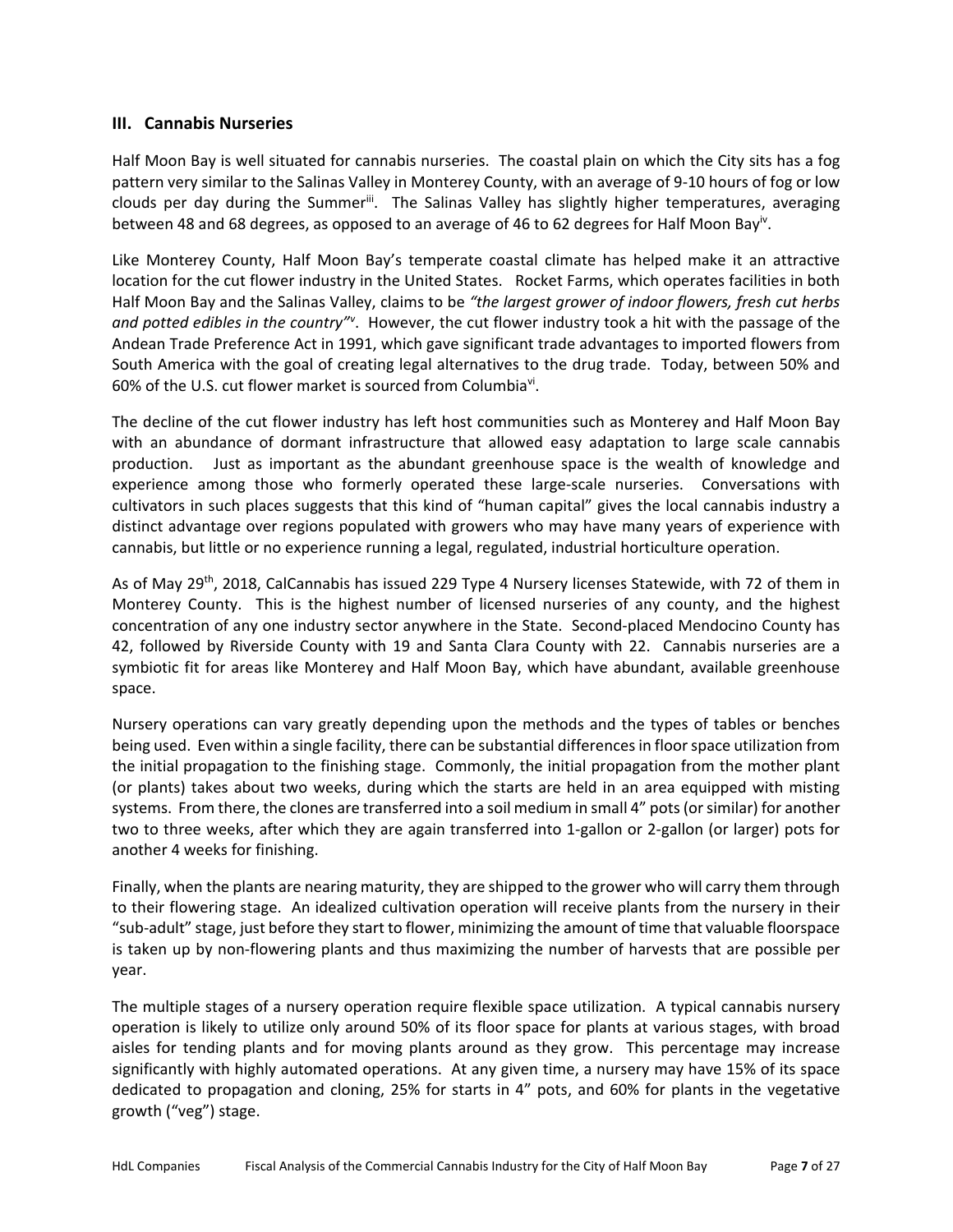## III. Cannabis Nurseries

Half Moon Bay is well situated for cannabis nurseries. The coastal plain on which the City sits has a fog pattern very similar to the Salinas Valley in Monterey County, with an average of 9-10 hours of fog or low clouds per day during the Summer[iii]. The Salinas Valley has slightly higher temperatures, averaging between 48 and 68 degrees, as opposed to an average of 46 to 62 degrees for Half Moon Bay[iv].

Like Monterey County, Half Moon Bay's temperate coastal climate has helped make it an attractive location for the cut flower industry in the United States. Rocket Farms, which operates facilities in both Half Moon Bay and the Salinas Valley, claims to be *"the largest grower of indoor flowers, fresh cut herbs and potted edibles in the country"*[v]. However, the cut flower industry took a hit with the passage of the Andean Trade Preference Act in 1991, which gave significant trade advantages to imported flowers from South America with the goal of creating legal alternatives to the drug trade. Today, between 50% and 60% of the U.S. cut flower market is sourced from Columbia[vi].

The decline of the cut flower industry has left host communities such as Monterey and Half Moon Bay with an abundance of dormant infrastructure that allowed easy adaptation to large scale cannabis production. Just as important as the abundant greenhouse space is the wealth of knowledge and experience among those who formerly operated these large-scale nurseries. Conversations with cultivators in such places suggests that this kind of "human capital" gives the local cannabis industry a distinct advantage over regions populated with growers who may have many years of experience with cannabis, but little or no experience running a legal, regulated, industrial horticulture operation.

As of May 29th, 2018, CalCannabis has issued 229 Type 4 Nursery licenses Statewide, with 72 of them in Monterey County. This is the highest number of licensed nurseries of any county, and the highest concentration of any one industry sector anywhere in the State. Second-placed Mendocino County has 42, followed by Riverside County with 19 and Santa Clara County with 22. Cannabis nurseries are a symbiotic fit for areas like Monterey and Half Moon Bay, which have abundant, available greenhouse space.

Nursery operations can vary greatly depending upon the methods and the types of tables or benches being used. Even within a single facility, there can be substantial differences in floor space utilization from the initial propagation to the finishing stage. Commonly, the initial propagation from the mother plant (or plants) takes about two weeks, during which the starts are held in an area equipped with misting systems. From there, the clones are transferred into a soil medium in small 4" pots (or similar) for another two to three weeks, after which they are again transferred into 1-gallon or 2-gallon (or larger) pots for another 4 weeks for finishing.

Finally, when the plants are nearing maturity, they are shipped to the grower who will carry them through to their flowering stage. An idealized cultivation operation will receive plants from the nursery in their "sub-adult" stage, just before they start to flower, minimizing the amount of time that valuable floorspace is taken up by non-flowering plants and thus maximizing the number of harvests that are possible per year.

The multiple stages of a nursery operation require flexible space utilization. A typical cannabis nursery operation is likely to utilize only around 50% of its floor space for plants at various stages, with broad aisles for tending plants and for moving plants around as they grow. This percentage may increase significantly with highly automated operations. At any given time, a nursery may have 15% of its space dedicated to propagation and cloning, 25% for starts in 4" pots, and 60% for plants in the vegetative growth ("veg") stage.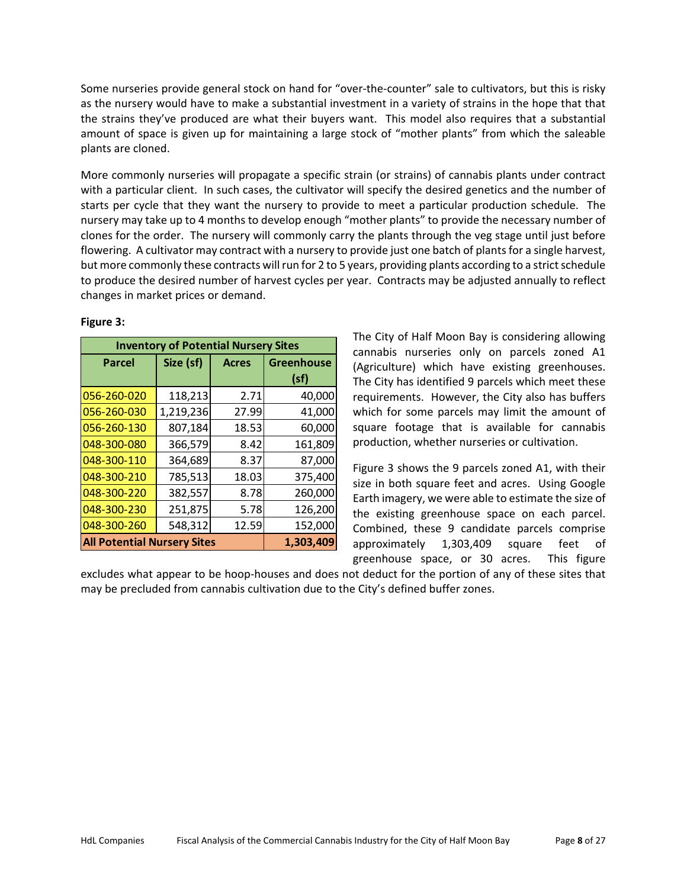Some nurseries provide general stock on hand for "over-the-counter" sale to cultivators, but this is risky as the nursery would have to make a substantial investment in a variety of strains in the hope that that the strains they've produced are what their buyers want. This model also requires that a substantial amount of space is given up for maintaining a large stock of "mother plants" from which the saleable plants are cloned.

More commonly nurseries will propagate a specific strain (or strains) of cannabis plants under contract with a particular client. In such cases, the cultivator will specify the desired genetics and the number of starts per cycle that they want the nursery to provide to meet a particular production schedule. The nursery may take up to 4 months to develop enough "mother plants" to provide the necessary number of clones for the order. The nursery will commonly carry the plants through the veg stage until just before flowering. A cultivator may contract with a nursery to provide just one batch of plants for a single harvest, but more commonly these contracts will run for 2 to 5 years, providing plants according to a strict schedule to produce the desired number of harvest cycles per year. Contracts may be adjusted annually to reflect changes in market prices or demand.

**Figure 3:**

| Inventory of Potential Nursery Sites | | | |
|---|---|---|---|
| **Parcel** | **Size (sf)** | **Acres** | **Greenhouse (sf)** |
| 056-260-020 | 118,213 | 2.71 | 40,000 |
| 056-260-030 | 1,219,236 | 27.99 | 41,000 |
| 056-260-130 | 807,184 | 18.53 | 60,000 |
| 048-300-080 | 366,579 | 8.42 | 161,809 |
| 048-300-110 | 364,689 | 8.37 | 87,000 |
| 048-300-210 | 785,513 | 18.03 | 375,400 |
| 048-300-220 | 382,557 | 8.78 | 260,000 |
| 048-300-230 | 251,875 | 5.78 | 126,200 |
| 048-300-260 | 548,312 | 12.59 | 152,000 |
| **All Potential Nursery Sites** | | | **1,303,409** |

The City of Half Moon Bay is considering allowing cannabis nurseries only on parcels zoned A1 (Agriculture) which have existing greenhouses. The City has identified 9 parcels which meet these requirements. However, the City also has buffers which for some parcels may limit the amount of square footage that is available for cannabis production, whether nurseries or cultivation.

Figure 3 shows the 9 parcels zoned A1, with their size in both square feet and acres. Using Google Earth imagery, we were able to estimate the size of the existing greenhouse space on each parcel. Combined, these 9 candidate parcels comprise approximately 1,303,409 square feet of greenhouse space, or 30 acres. This figure excludes what appear to be hoop-houses and does not deduct for the portion of any of these sites that may be precluded from cannabis cultivation due to the City's defined buffer zones.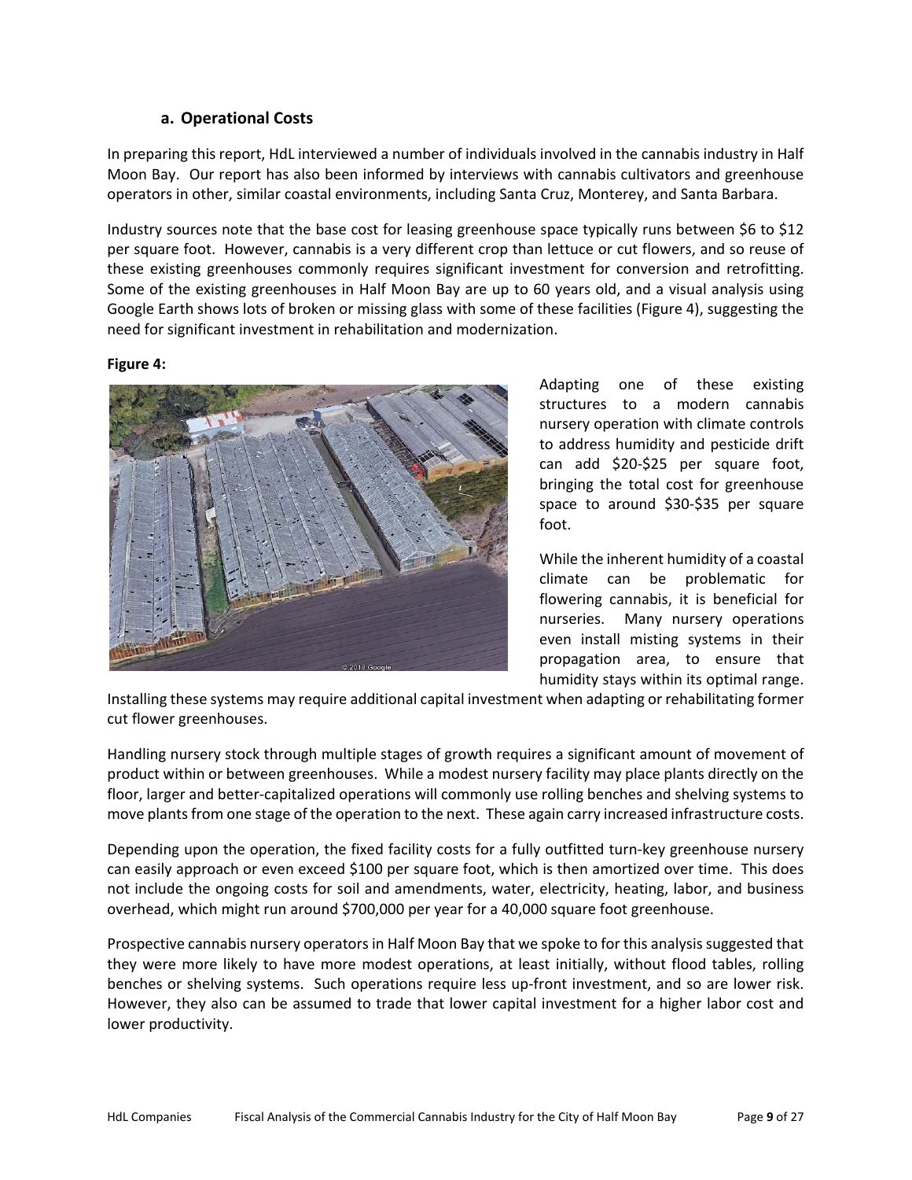### a. Operational Costs

In preparing this report, HdL interviewed a number of individuals involved in the cannabis industry in Half Moon Bay. Our report has also been informed by interviews with cannabis cultivators and greenhouse operators in other, similar coastal environments, including Santa Cruz, Monterey, and Santa Barbara.

Industry sources note that the base cost for leasing greenhouse space typically runs between $6 to $12 per square foot. However, cannabis is a very different crop than lettuce or cut flowers, and so reuse of these existing greenhouses commonly requires significant investment for conversion and retrofitting. Some of the existing greenhouses in Half Moon Bay are up to 60 years old, and a visual analysis using Google Earth shows lots of broken or missing glass with some of these facilities (Figure 4), suggesting the need for significant investment in rehabilitation and modernization.

**Figure 4:**

Adapting one of these existing structures to a modern cannabis nursery operation with climate controls to address humidity and pesticide drift can add $20-$25 per square foot, bringing the total cost for greenhouse space to around $30-$35 per square foot.

While the inherent humidity of a coastal climate can be problematic for flowering cannabis, it is beneficial for nurseries. Many nursery operations even install misting systems in their propagation area, to ensure that humidity stays within its optimal range. Installing these systems may require additional capital investment when adapting or rehabilitating former cut flower greenhouses.

Handling nursery stock through multiple stages of growth requires a significant amount of movement of product within or between greenhouses. While a modest nursery facility may place plants directly on the floor, larger and better-capitalized operations will commonly use rolling benches and shelving systems to move plants from one stage of the operation to the next. These again carry increased infrastructure costs.

Depending upon the operation, the fixed facility costs for a fully outfitted turn-key greenhouse nursery can easily approach or even exceed $100 per square foot, which is then amortized over time. This does not include the ongoing costs for soil and amendments, water, electricity, heating, labor, and business overhead, which might run around $700,000 per year for a 40,000 square foot greenhouse.

Prospective cannabis nursery operators in Half Moon Bay that we spoke to for this analysis suggested that they were more likely to have more modest operations, at least initially, without flood tables, rolling benches or shelving systems. Such operations require less up-front investment, and so are lower risk. However, they also can be assumed to trade that lower capital investment for a higher labor cost and lower productivity.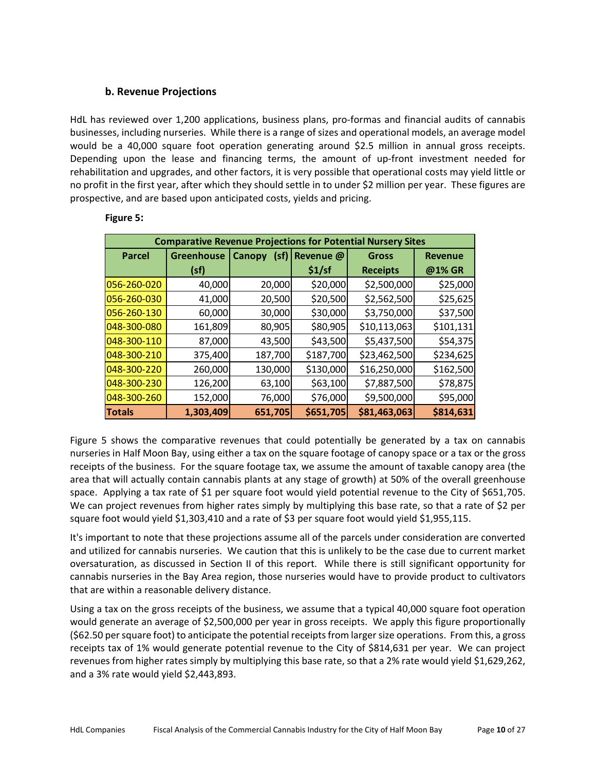### b. Revenue Projections

HdL has reviewed over 1,200 applications, business plans, pro-formas and financial audits of cannabis businesses, including nurseries. While there is a range of sizes and operational models, an average model would be a 40,000 square foot operation generating around $2.5 million in annual gross receipts. Depending upon the lease and financing terms, the amount of up-front investment needed for rehabilitation and upgrades, and other factors, it is very possible that operational costs may yield little or no profit in the first year, after which they should settle in to under $2 million per year. These figures are prospective, and are based upon anticipated costs, yields and pricing.

**Figure 5:**

| Comparative Revenue Projections for Potential Nursery Sites | | | | | |
|---|---|---|---|---|---|
| **Parcel** | **Greenhouse (sf)** | **Canopy (sf)** | **Revenue @ $1/sf** | **Gross Receipts** | **Revenue @1% GR** |
| 056-260-020 | 40,000 | 20,000 | $20,000 | $2,500,000 | $25,000 |
| 056-260-030 | 41,000 | 20,500 | $20,500 | $2,562,500 | $25,625 |
| 056-260-130 | 60,000 | 30,000 | $30,000 | $3,750,000 | $37,500 |
| 048-300-080 | 161,809 | 80,905 | $80,905 | $10,113,063 | $101,131 |
| 048-300-110 | 87,000 | 43,500 | $43,500 | $5,437,500 | $54,375 |
| 048-300-210 | 375,400 | 187,700 | $187,700 | $23,462,500 | $234,625 |
| 048-300-220 | 260,000 | 130,000 | $130,000 | $16,250,000 | $162,500 |
| 048-300-230 | 126,200 | 63,100 | $63,100 | $7,887,500 | $78,875 |
| 048-300-260 | 152,000 | 76,000 | $76,000 | $9,500,000 | $95,000 |
| **Totals** | **1,303,409** | **651,705** | **$651,705** | **$81,463,063** | **$814,631** |

Figure 5 shows the comparative revenues that could potentially be generated by a tax on cannabis nurseries in Half Moon Bay, using either a tax on the square footage of canopy space or a tax or the gross receipts of the business. For the square footage tax, we assume the amount of taxable canopy area (the area that will actually contain cannabis plants at any stage of growth) at 50% of the overall greenhouse space. Applying a tax rate of $1 per square foot would yield potential revenue to the City of $651,705. We can project revenues from higher rates simply by multiplying this base rate, so that a rate of $2 per square foot would yield $1,303,410 and a rate of $3 per square foot would yield $1,955,115.

It's important to note that these projections assume all of the parcels under consideration are converted and utilized for cannabis nurseries. We caution that this is unlikely to be the case due to current market oversaturation, as discussed in Section II of this report. While there is still significant opportunity for cannabis nurseries in the Bay Area region, those nurseries would have to provide product to cultivators that are within a reasonable delivery distance.

Using a tax on the gross receipts of the business, we assume that a typical 40,000 square foot operation would generate an average of $2,500,000 per year in gross receipts. We apply this figure proportionally ($62.50 per square foot) to anticipate the potential receipts from larger size operations. From this, a gross receipts tax of 1% would generate potential revenue to the City of $814,631 per year. We can project revenues from higher rates simply by multiplying this base rate, so that a 2% rate would yield $1,629,262, and a 3% rate would yield $2,443,893.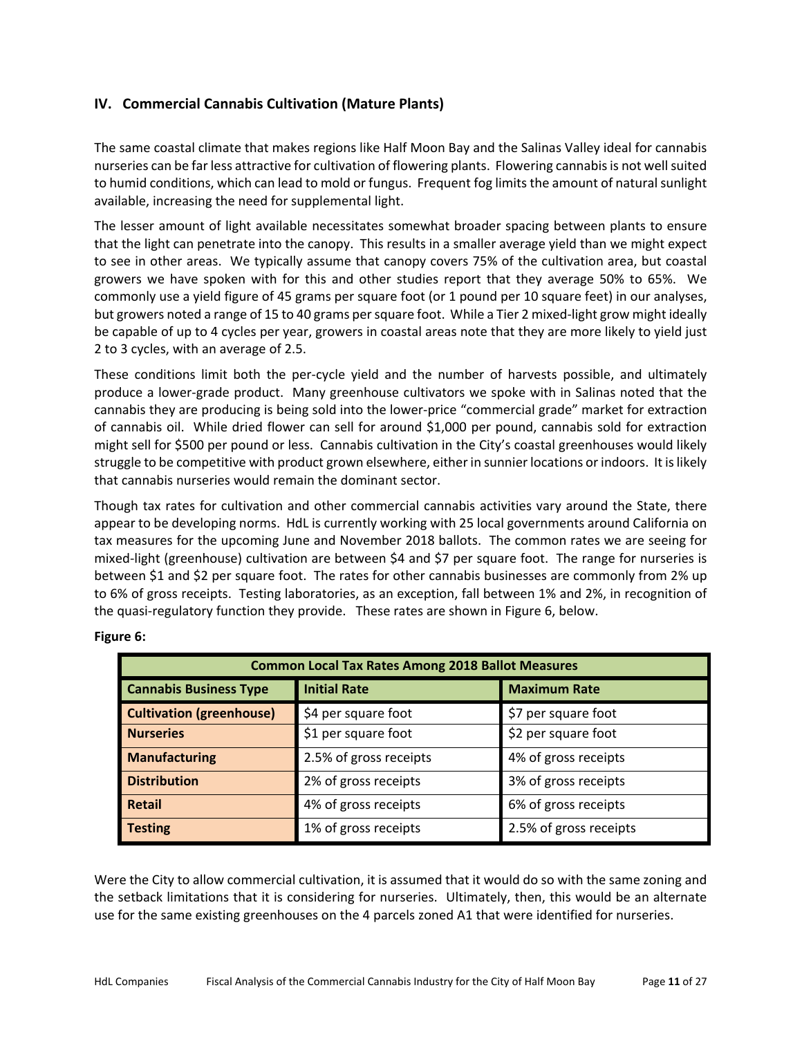## IV. Commercial Cannabis Cultivation (Mature Plants)

The same coastal climate that makes regions like Half Moon Bay and the Salinas Valley ideal for cannabis nurseries can be far less attractive for cultivation of flowering plants. Flowering cannabis is not well suited to humid conditions, which can lead to mold or fungus. Frequent fog limits the amount of natural sunlight available, increasing the need for supplemental light.

The lesser amount of light available necessitates somewhat broader spacing between plants to ensure that the light can penetrate into the canopy. This results in a smaller average yield than we might expect to see in other areas. We typically assume that canopy covers 75% of the cultivation area, but coastal growers we have spoken with for this and other studies report that they average 50% to 65%. We commonly use a yield figure of 45 grams per square foot (or 1 pound per 10 square feet) in our analyses, but growers noted a range of 15 to 40 grams per square foot. While a Tier 2 mixed-light grow might ideally be capable of up to 4 cycles per year, growers in coastal areas note that they are more likely to yield just 2 to 3 cycles, with an average of 2.5.

These conditions limit both the per-cycle yield and the number of harvests possible, and ultimately produce a lower-grade product. Many greenhouse cultivators we spoke with in Salinas noted that the cannabis they are producing is being sold into the lower-price "commercial grade" market for extraction of cannabis oil. While dried flower can sell for around $1,000 per pound, cannabis sold for extraction might sell for $500 per pound or less. Cannabis cultivation in the City's coastal greenhouses would likely struggle to be competitive with product grown elsewhere, either in sunnier locations or indoors. It is likely that cannabis nurseries would remain the dominant sector.

Though tax rates for cultivation and other commercial cannabis activities vary around the State, there appear to be developing norms. HdL is currently working with 25 local governments around California on tax measures for the upcoming June and November 2018 ballots. The common rates we are seeing for mixed-light (greenhouse) cultivation are between $4 and $7 per square foot. The range for nurseries is between $1 and $2 per square foot. The rates for other cannabis businesses are commonly from 2% up to 6% of gross receipts. Testing laboratories, as an exception, fall between 1% and 2%, in recognition of the quasi-regulatory function they provide. These rates are shown in Figure 6, below.

**Figure 6:**

| Common Local Tax Rates Among 2018 Ballot Measures | | |
|---|---|---|
| **Cannabis Business Type** | **Initial Rate** | **Maximum Rate** |
| **Cultivation (greenhouse)** | $4 per square foot | $7 per square foot |
| **Nurseries** | $1 per square foot | $2 per square foot |
| **Manufacturing** | 2.5% of gross receipts | 4% of gross receipts |
| **Distribution** | 2% of gross receipts | 3% of gross receipts |
| **Retail** | 4% of gross receipts | 6% of gross receipts |
| **Testing** | 1% of gross receipts | 2.5% of gross receipts |

Were the City to allow commercial cultivation, it is assumed that it would do so with the same zoning and the setback limitations that it is considering for nurseries. Ultimately, then, this would be an alternate use for the same existing greenhouses on the 4 parcels zoned A1 that were identified for nurseries.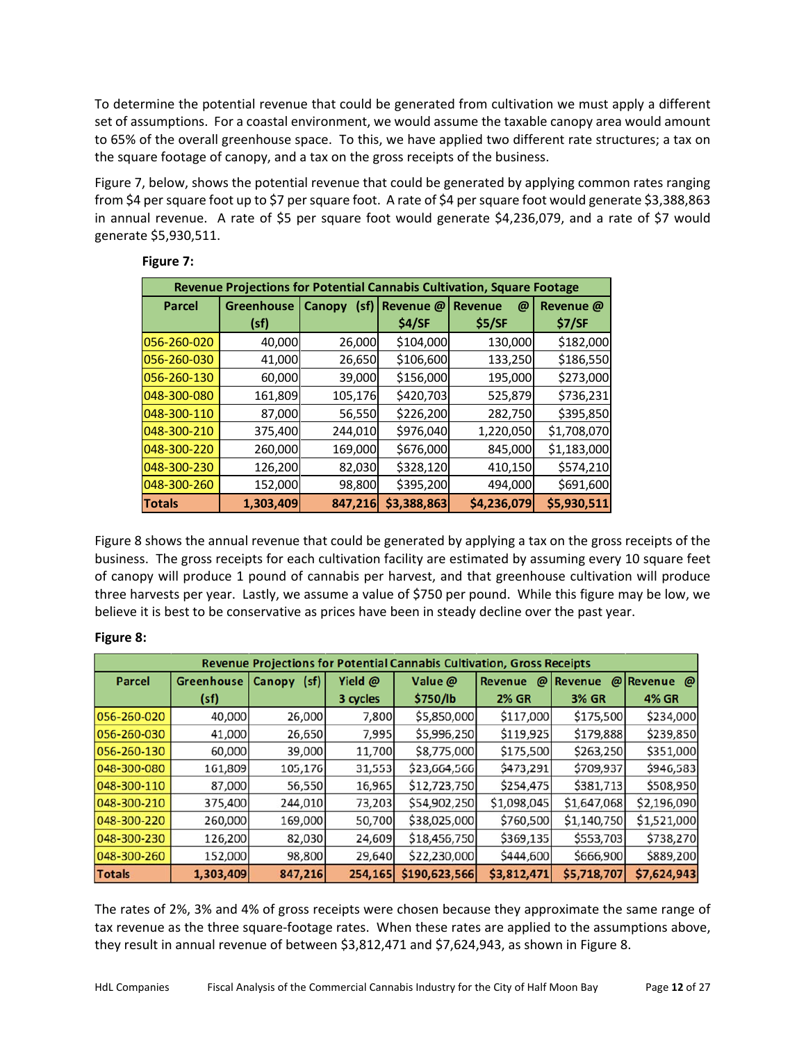To determine the potential revenue that could be generated from cultivation we must apply a different set of assumptions. For a coastal environment, we would assume the taxable canopy area would amount to 65% of the overall greenhouse space. To this, we have applied two different rate structures; a tax on the square footage of canopy, and a tax on the gross receipts of the business.

Figure 7, below, shows the potential revenue that could be generated by applying common rates ranging from $4 per square foot up to $7 per square foot. A rate of $4 per square foot would generate $3,388,863 in annual revenue. A rate of $5 per square foot would generate $4,236,079, and a rate of $7 would generate $5,930,511.

**Figure 7:**

| Revenue Projections for Potential Cannabis Cultivation, Square Footage | | | | | |
|---|---|---|---|---|---|
| Parcel | Greenhouse (sf) | Canopy (sf) | Revenue @ $4/SF | Revenue @ $5/SF | Revenue @ $7/SF |
| 056-260-020 | 40,000 | 26,000 | $104,000 | 130,000 | $182,000 |
| 056-260-030 | 41,000 | 26,650 | $106,600 | 133,250 | $186,550 |
| 056-260-130 | 60,000 | 39,000 | $156,000 | 195,000 | $273,000 |
| 048-300-080 | 161,809 | 105,176 | $420,703 | 525,879 | $736,231 |
| 048-300-110 | 87,000 | 56,550 | $226,200 | 282,750 | $395,850 |
| 048-300-210 | 375,400 | 244,010 | $976,040 | 1,220,050 | $1,708,070 |
| 048-300-220 | 260,000 | 169,000 | $676,000 | 845,000 | $1,183,000 |
| 048-300-230 | 126,200 | 82,030 | $328,120 | 410,150 | $574,210 |
| 048-300-260 | 152,000 | 98,800 | $395,200 | 494,000 | $691,600 |
| **Totals** | **1,303,409** | **847,216** | **$3,388,863** | **$4,236,079** | **$5,930,511** |

Figure 8 shows the annual revenue that could be generated by applying a tax on the gross receipts of the business. The gross receipts for each cultivation facility are estimated by assuming every 10 square feet of canopy will produce 1 pound of cannabis per harvest, and that greenhouse cultivation will produce three harvests per year. Lastly, we assume a value of $750 per pound. While this figure may be low, we believe it is best to be conservative as prices have been in steady decline over the past year.

**Figure 8:**

| Revenue Projections for Potential Cannabis Cultivation, Gross Receipts | | | | | | | |
|---|---|---|---|---|---|---|---|
| Parcel | Greenhouse (sf) | Canopy (sf) | Yield @ 3 cycles | Value @ $750/lb | Revenue @ 2% GR | Revenue @ 3% GR | Revenue @ 4% GR |
| 056-260-020 | 40,000 | 26,000 | 7,800 | $5,850,000 | $117,000 | $175,500 | $234,000 |
| 056-260-030 | 41,000 | 26,650 | 7,995 | $5,996,250 | $119,925 | $179,888 | $239,850 |
| 056-260-130 | 60,000 | 39,000 | 11,700 | $8,775,000 | $175,500 | $263,250 | $351,000 |
| 048-300-080 | 161,809 | 105,176 | 31,553 | $23,664,566 | $473,291 | $709,937 | $946,583 |
| 048-300-110 | 87,000 | 56,550 | 16,965 | $12,723,750 | $254,475 | $381,713 | $508,950 |
| 048-300-210 | 375,400 | 244,010 | 73,203 | $54,902,250 | $1,098,045 | $1,647,068 | $2,196,090 |
| 048-300-220 | 260,000 | 169,000 | 50,700 | $38,025,000 | $760,500 | $1,140,750 | $1,521,000 |
| 048-300-230 | 126,200 | 82,030 | 24,609 | $18,456,750 | $369,135 | $553,703 | $738,270 |
| 048-300-260 | 152,000 | 98,800 | 29,640 | $22,230,000 | $444,600 | $666,900 | $889,200 |
| **Totals** | **1,303,409** | **847,216** | **254,165** | **$190,623,566** | **$3,812,471** | **$5,718,707** | **$7,624,943** |

The rates of 2%, 3% and 4% of gross receipts were chosen because they approximate the same range of tax revenue as the three square-footage rates. When these rates are applied to the assumptions above, they result in annual revenue of between $3,812,471 and $7,624,943, as shown in Figure 8.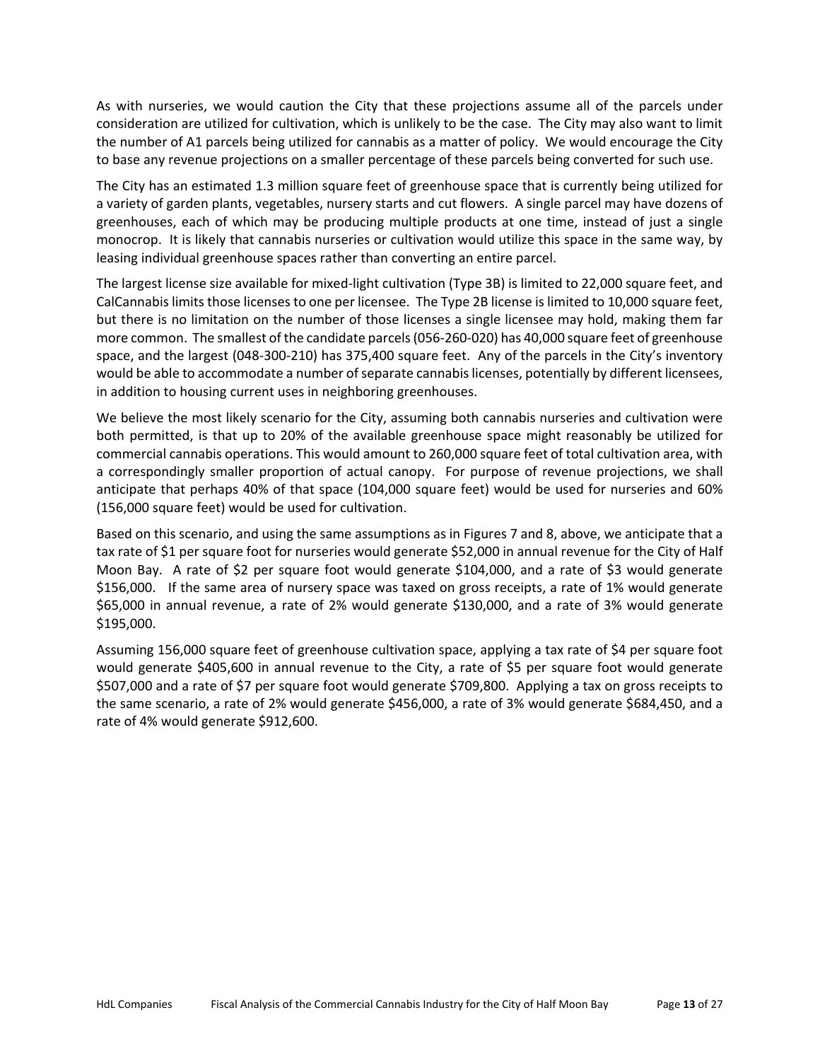As with nurseries, we would caution the City that these projections assume all of the parcels under consideration are utilized for cultivation, which is unlikely to be the case. The City may also want to limit the number of A1 parcels being utilized for cannabis as a matter of policy. We would encourage the City to base any revenue projections on a smaller percentage of these parcels being converted for such use.

The City has an estimated 1.3 million square feet of greenhouse space that is currently being utilized for a variety of garden plants, vegetables, nursery starts and cut flowers. A single parcel may have dozens of greenhouses, each of which may be producing multiple products at one time, instead of just a single monocrop. It is likely that cannabis nurseries or cultivation would utilize this space in the same way, by leasing individual greenhouse spaces rather than converting an entire parcel.

The largest license size available for mixed-light cultivation (Type 3B) is limited to 22,000 square feet, and CalCannabis limits those licenses to one per licensee. The Type 2B license is limited to 10,000 square feet, but there is no limitation on the number of those licenses a single licensee may hold, making them far more common. The smallest of the candidate parcels (056-260-020) has 40,000 square feet of greenhouse space, and the largest (048-300-210) has 375,400 square feet. Any of the parcels in the City's inventory would be able to accommodate a number of separate cannabis licenses, potentially by different licensees, in addition to housing current uses in neighboring greenhouses.

We believe the most likely scenario for the City, assuming both cannabis nurseries and cultivation were both permitted, is that up to 20% of the available greenhouse space might reasonably be utilized for commercial cannabis operations. This would amount to 260,000 square feet of total cultivation area, with a correspondingly smaller proportion of actual canopy. For purpose of revenue projections, we shall anticipate that perhaps 40% of that space (104,000 square feet) would be used for nurseries and 60% (156,000 square feet) would be used for cultivation.

Based on this scenario, and using the same assumptions as in Figures 7 and 8, above, we anticipate that a tax rate of $1 per square foot for nurseries would generate $52,000 in annual revenue for the City of Half Moon Bay. A rate of $2 per square foot would generate $104,000, and a rate of $3 would generate $156,000. If the same area of nursery space was taxed on gross receipts, a rate of 1% would generate $65,000 in annual revenue, a rate of 2% would generate $130,000, and a rate of 3% would generate $195,000.

Assuming 156,000 square feet of greenhouse cultivation space, applying a tax rate of $4 per square foot would generate $405,600 in annual revenue to the City, a rate of $5 per square foot would generate $507,000 and a rate of $7 per square foot would generate $709,800. Applying a tax on gross receipts to the same scenario, a rate of 2% would generate $456,000, a rate of 3% would generate $684,450, and a rate of 4% would generate $912,600.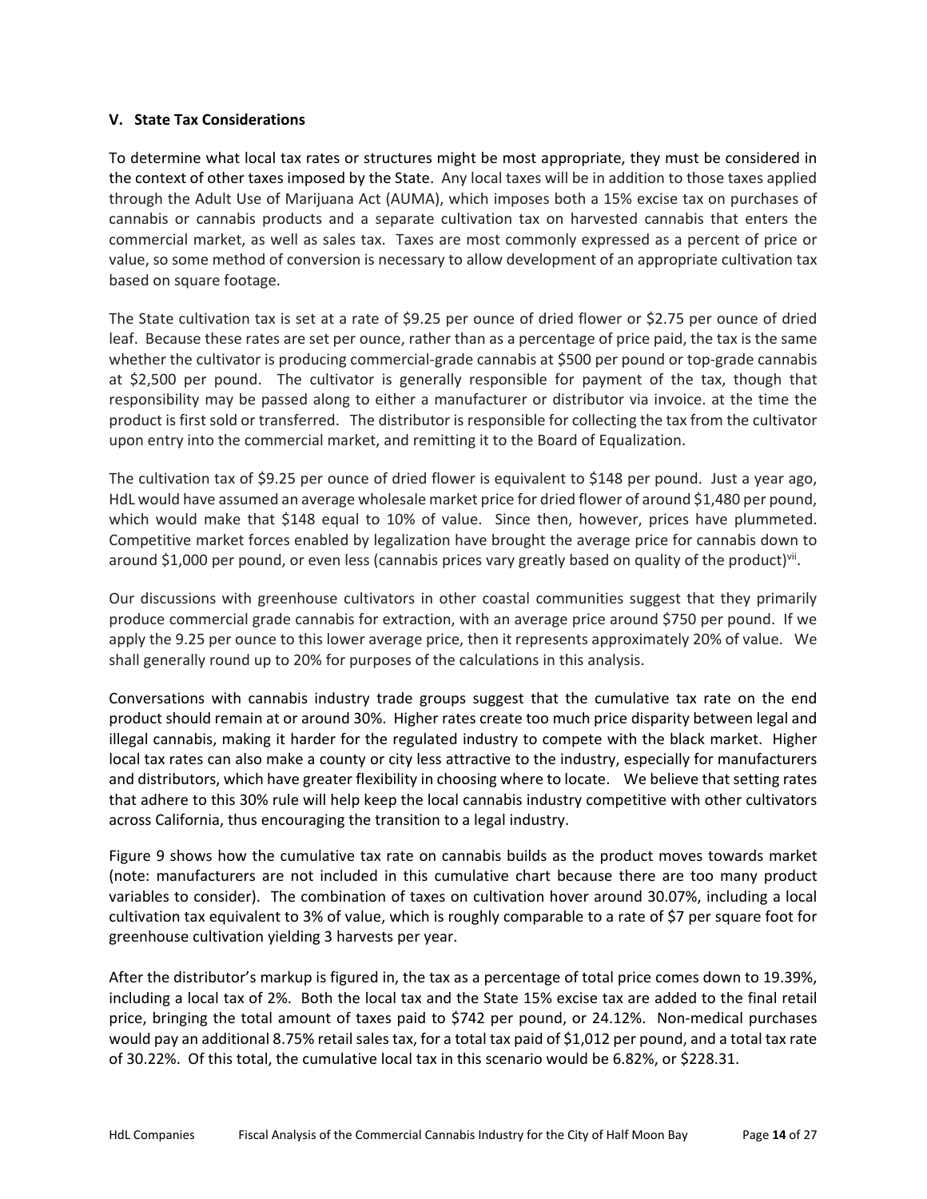### V. State Tax Considerations

To determine what local tax rates or structures might be most appropriate, they must be considered in the context of other taxes imposed by the State. Any local taxes will be in addition to those taxes applied through the Adult Use of Marijuana Act (AUMA), which imposes both a 15% excise tax on purchases of cannabis or cannabis products and a separate cultivation tax on harvested cannabis that enters the commercial market, as well as sales tax. Taxes are most commonly expressed as a percent of price or value, so some method of conversion is necessary to allow development of an appropriate cultivation tax based on square footage.

The State cultivation tax is set at a rate of $9.25 per ounce of dried flower or $2.75 per ounce of dried leaf. Because these rates are set per ounce, rather than as a percentage of price paid, the tax is the same whether the cultivator is producing commercial-grade cannabis at $500 per pound or top-grade cannabis at $2,500 per pound. The cultivator is generally responsible for payment of the tax, though that responsibility may be passed along to either a manufacturer or distributor via invoice. at the time the product is first sold or transferred. The distributor is responsible for collecting the tax from the cultivator upon entry into the commercial market, and remitting it to the Board of Equalization.

The cultivation tax of $9.25 per ounce of dried flower is equivalent to $148 per pound. Just a year ago, HdL would have assumed an average wholesale market price for dried flower of around $1,480 per pound, which would make that $148 equal to 10% of value. Since then, however, prices have plummeted. Competitive market forces enabled by legalization have brought the average price for cannabis down to around $1,000 per pound, or even less (cannabis prices vary greatly based on quality of the product)[vii].

Our discussions with greenhouse cultivators in other coastal communities suggest that they primarily produce commercial grade cannabis for extraction, with an average price around $750 per pound. If we apply the 9.25 per ounce to this lower average price, then it represents approximately 20% of value. We shall generally round up to 20% for purposes of the calculations in this analysis.

Conversations with cannabis industry trade groups suggest that the cumulative tax rate on the end product should remain at or around 30%. Higher rates create too much price disparity between legal and illegal cannabis, making it harder for the regulated industry to compete with the black market. Higher local tax rates can also make a county or city less attractive to the industry, especially for manufacturers and distributors, which have greater flexibility in choosing where to locate. We believe that setting rates that adhere to this 30% rule will help keep the local cannabis industry competitive with other cultivators across California, thus encouraging the transition to a legal industry.

Figure 9 shows how the cumulative tax rate on cannabis builds as the product moves towards market (note: manufacturers are not included in this cumulative chart because there are too many product variables to consider). The combination of taxes on cultivation hover around 30.07%, including a local cultivation tax equivalent to 3% of value, which is roughly comparable to a rate of $7 per square foot for greenhouse cultivation yielding 3 harvests per year.

After the distributor's markup is figured in, the tax as a percentage of total price comes down to 19.39%, including a local tax of 2%. Both the local tax and the State 15% excise tax are added to the final retail price, bringing the total amount of taxes paid to $742 per pound, or 24.12%. Non-medical purchases would pay an additional 8.75% retail sales tax, for a total tax paid of $1,012 per pound, and a total tax rate of 30.22%. Of this total, the cumulative local tax in this scenario would be 6.82%, or $228.31.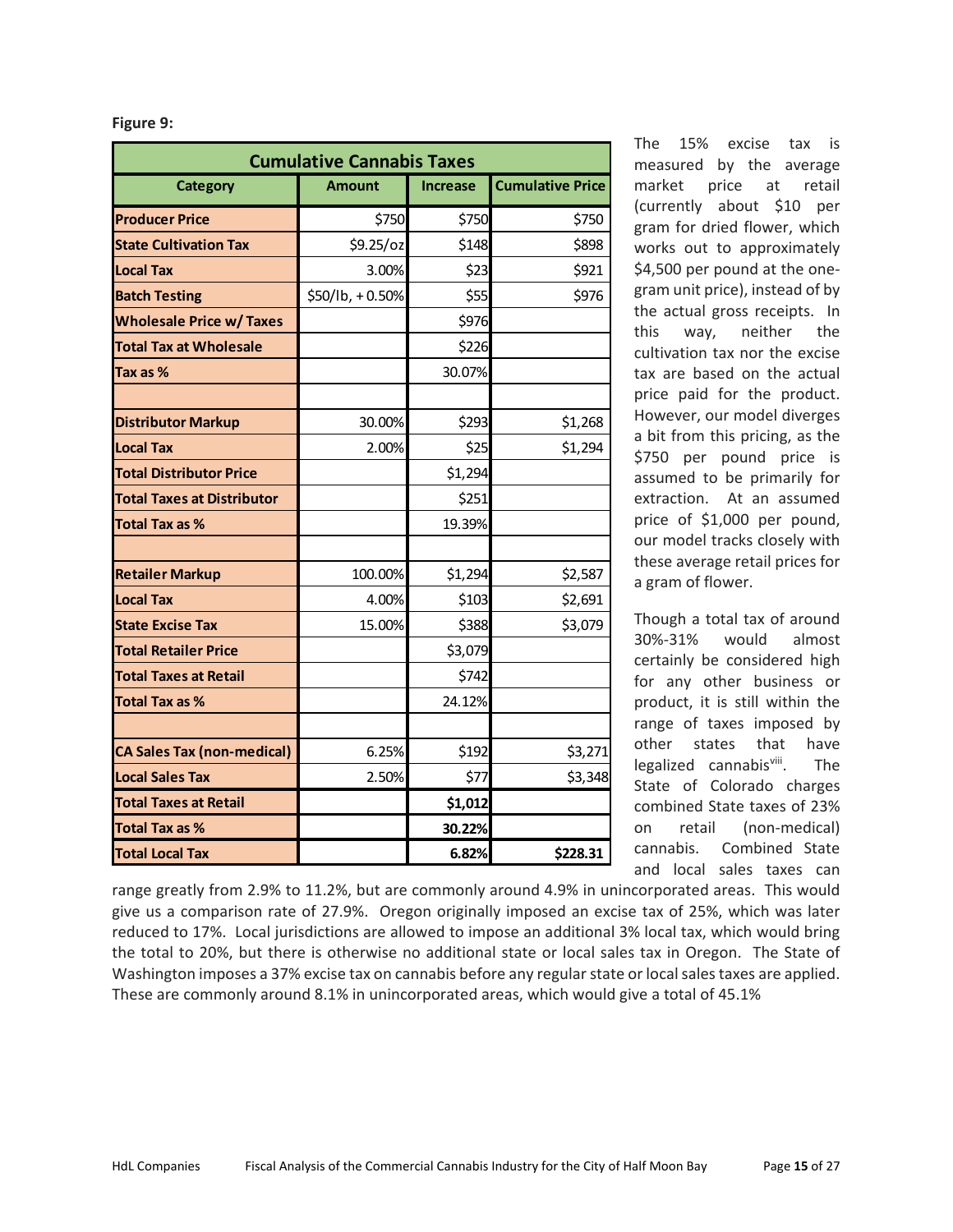**Figure 9:**

| Cumulative Cannabis Taxes | | | |
|---|---|---|---|
| **Category** | **Amount** | **Increase** | **Cumulative Price** |
| **Producer Price** | $750 | $750 | $750 |
| **State Cultivation Tax** | $9.25/oz | $148 | $898 |
| **Local Tax** | 3.00% | $23 | $921 |
| **Batch Testing** | $50/lb, + 0.50% | $55 | $976 |
| **Wholesale Price w/ Taxes** | | $976 | |
| **Total Tax at Wholesale** | | $226 | |
| **Tax as %** | | 30.07% | |
| | | | |
| **Distributor Markup** | 30.00% | $293 | $1,268 |
| **Local Tax** | 2.00% | $25 | $1,294 |
| **Total Distributor Price** | | $1,294 | |
| **Total Taxes at Distributor** | | $251 | |
| **Total Tax as %** | | 19.39% | |
| | | | |
| **Retailer Markup** | 100.00% | $1,294 | $2,587 |
| **Local Tax** | 4.00% | $103 | $2,691 |
| **State Excise Tax** | 15.00% | $388 | $3,079 |
| **Total Retailer Price** | | $3,079 | |
| **Total Taxes at Retail** | | $742 | |
| **Total Tax as %** | | 24.12% | |
| | | | |
| **CA Sales Tax (non-medical)** | 6.25% | $192 | $3,271 |
| **Local Sales Tax** | 2.50% | $77 | $3,348 |
| **Total Taxes at Retail** | | **$1,012** | |
| **Total Tax as %** | | **30.22%** | |
| **Total Local Tax** | | **6.82%** | **$228.31** |

The 15% excise tax is measured by the average market price at retail (currently about $10 per gram for dried flower, which works out to approximately $4,500 per pound at the one-gram unit price), instead of by the actual gross receipts. In this way, neither the cultivation tax nor the excise tax are based on the actual price paid for the product. However, our model diverges a bit from this pricing, as the $750 per pound price is assumed to be primarily for extraction. At an assumed price of $1,000 per pound, our model tracks closely with these average retail prices for a gram of flower.

Though a total tax of around 30%-31% would almost certainly be considered high for any other business or product, it is still within the range of taxes imposed by other states that have legalized cannabis[viii]. The State of Colorado charges combined State taxes of 23% on retail (non-medical) cannabis. Combined State and local sales taxes can range greatly from 2.9% to 11.2%, but are commonly around 4.9% in unincorporated areas. This would give us a comparison rate of 27.9%. Oregon originally imposed an excise tax of 25%, which was later reduced to 17%. Local jurisdictions are allowed to impose an additional 3% local tax, which would bring the total to 20%, but there is otherwise no additional state or local sales tax in Oregon. The State of Washington imposes a 37% excise tax on cannabis before any regular state or local sales taxes are applied. These are commonly around 8.1% in unincorporated areas, which would give a total of 45.1%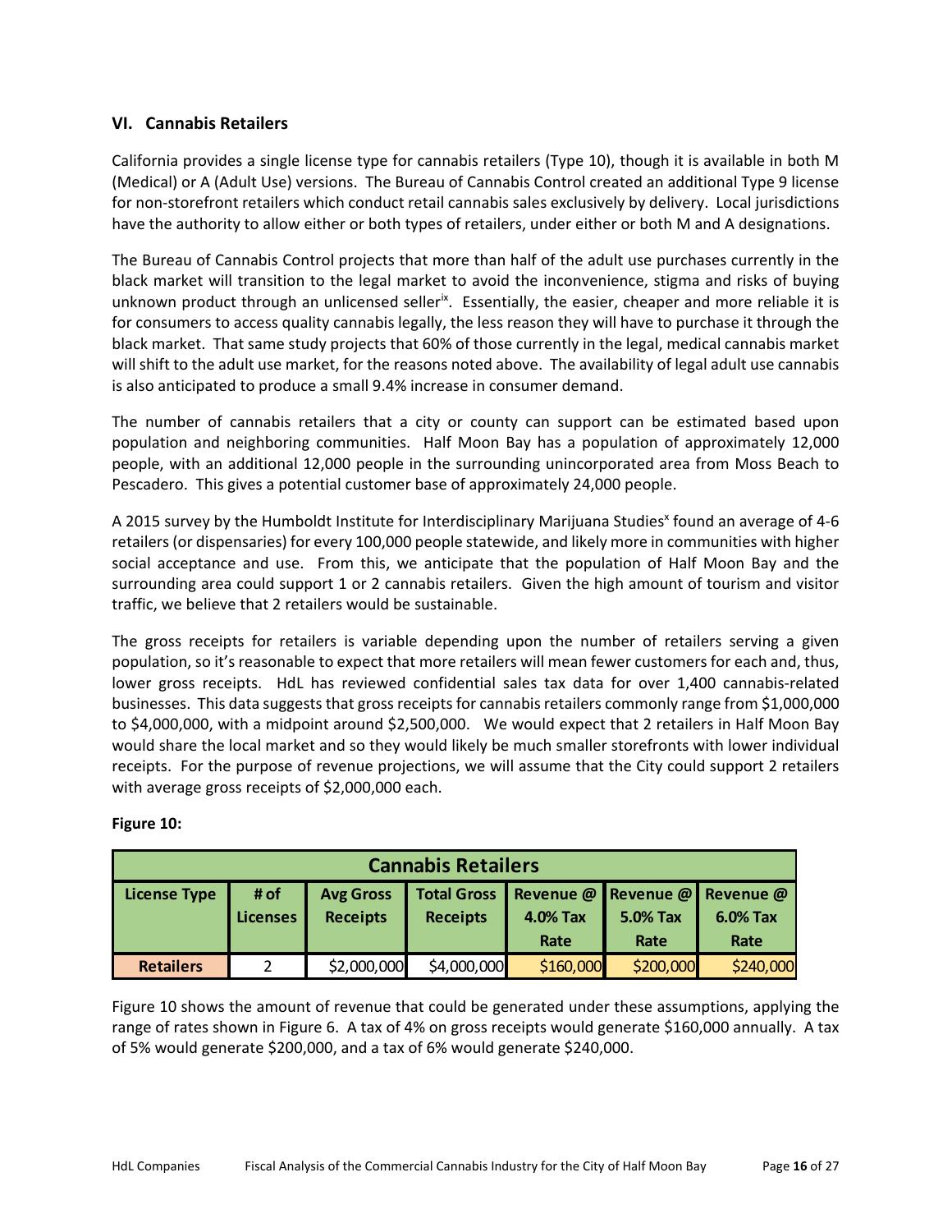## VI. Cannabis Retailers

California provides a single license type for cannabis retailers (Type 10), though it is available in both M (Medical) or A (Adult Use) versions. The Bureau of Cannabis Control created an additional Type 9 license for non-storefront retailers which conduct retail cannabis sales exclusively by delivery. Local jurisdictions have the authority to allow either or both types of retailers, under either or both M and A designations.

The Bureau of Cannabis Control projects that more than half of the adult use purchases currently in the black market will transition to the legal market to avoid the inconvenience, stigma and risks of buying unknown product through an unlicensed seller[ix]. Essentially, the easier, cheaper and more reliable it is for consumers to access quality cannabis legally, the less reason they will have to purchase it through the black market. That same study projects that 60% of those currently in the legal, medical cannabis market will shift to the adult use market, for the reasons noted above. The availability of legal adult use cannabis is also anticipated to produce a small 9.4% increase in consumer demand.

The number of cannabis retailers that a city or county can support can be estimated based upon population and neighboring communities. Half Moon Bay has a population of approximately 12,000 people, with an additional 12,000 people in the surrounding unincorporated area from Moss Beach to Pescadero. This gives a potential customer base of approximately 24,000 people.

A 2015 survey by the Humboldt Institute for Interdisciplinary Marijuana Studies[x] found an average of 4-6 retailers (or dispensaries) for every 100,000 people statewide, and likely more in communities with higher social acceptance and use. From this, we anticipate that the population of Half Moon Bay and the surrounding area could support 1 or 2 cannabis retailers. Given the high amount of tourism and visitor traffic, we believe that 2 retailers would be sustainable.

The gross receipts for retailers is variable depending upon the number of retailers serving a given population, so it's reasonable to expect that more retailers will mean fewer customers for each and, thus, lower gross receipts. HdL has reviewed confidential sales tax data for over 1,400 cannabis-related businesses. This data suggests that gross receipts for cannabis retailers commonly range from $1,000,000 to $4,000,000, with a midpoint around $2,500,000. We would expect that 2 retailers in Half Moon Bay would share the local market and so they would likely be much smaller storefronts with lower individual receipts. For the purpose of revenue projections, we will assume that the City could support 2 retailers with average gross receipts of $2,000,000 each.

**Figure 10:**

| Cannabis Retailers | | | | | | |
|---|---|---|---|---|---|---|
| **License Type** | **# of Licenses** | **Avg Gross Receipts** | **Total Gross Receipts** | **Revenue @ 4.0% Tax Rate** | **Revenue @ 5.0% Tax Rate** | **Revenue @ 6.0% Tax Rate** |
| **Retailers** | 2 | $2,000,000 | $4,000,000 | $160,000 | $200,000 | $240,000 |

Figure 10 shows the amount of revenue that could be generated under these assumptions, applying the range of rates shown in Figure 6. A tax of 4% on gross receipts would generate $160,000 annually. A tax of 5% would generate $200,000, and a tax of 6% would generate $240,000.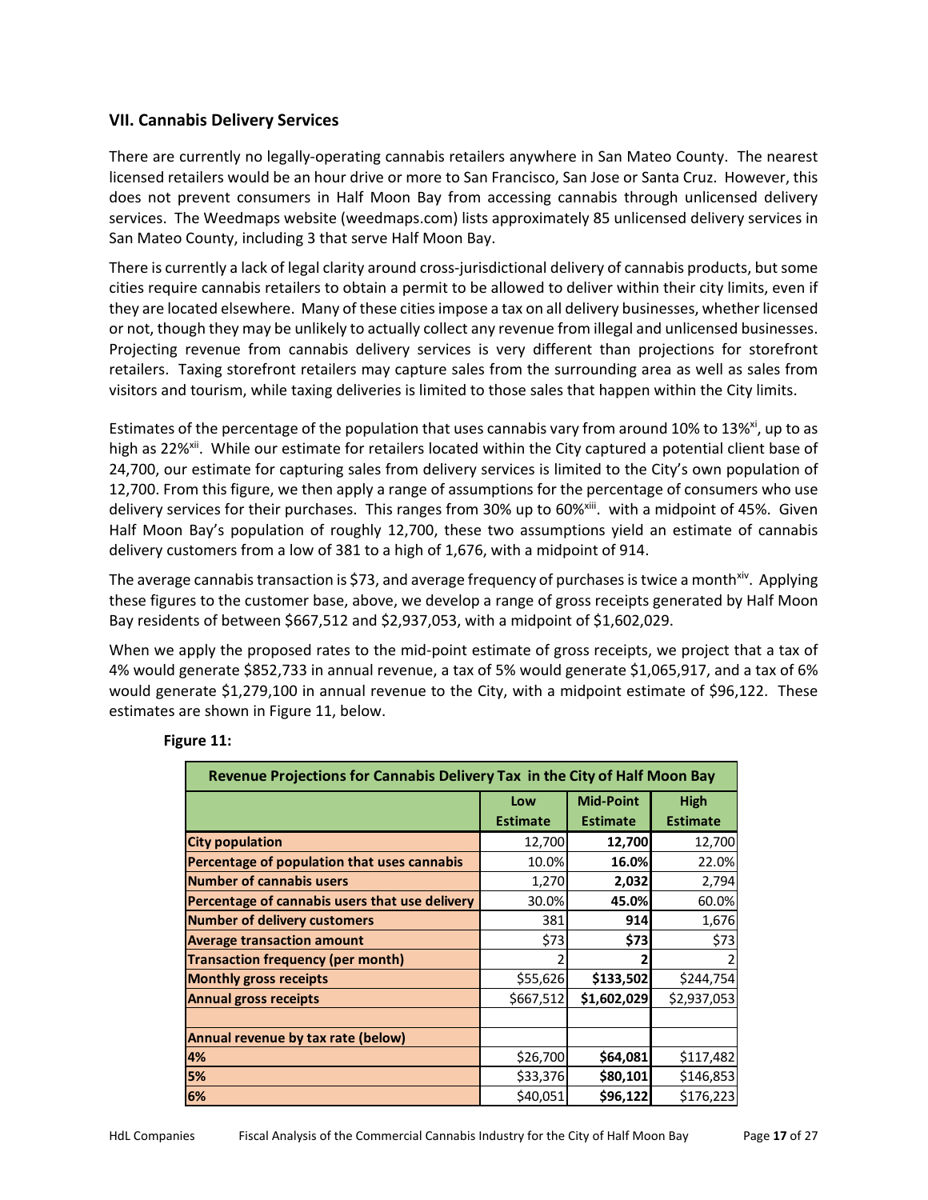## VII. Cannabis Delivery Services

There are currently no legally-operating cannabis retailers anywhere in San Mateo County. The nearest licensed retailers would be an hour drive or more to San Francisco, San Jose or Santa Cruz. However, this does not prevent consumers in Half Moon Bay from accessing cannabis through unlicensed delivery services. The Weedmaps website (weedmaps.com) lists approximately 85 unlicensed delivery services in San Mateo County, including 3 that serve Half Moon Bay.

There is currently a lack of legal clarity around cross-jurisdictional delivery of cannabis products, but some cities require cannabis retailers to obtain a permit to be allowed to deliver within their city limits, even if they are located elsewhere. Many of these cities impose a tax on all delivery businesses, whether licensed or not, though they may be unlikely to actually collect any revenue from illegal and unlicensed businesses. Projecting revenue from cannabis delivery services is very different than projections for storefront retailers. Taxing storefront retailers may capture sales from the surrounding area as well as sales from visitors and tourism, while taxing deliveries is limited to those sales that happen within the City limits.

Estimates of the percentage of the population that uses cannabis vary from around 10% to 13%[xi], up to as high as 22%[xii]. While our estimate for retailers located within the City captured a potential client base of 24,700, our estimate for capturing sales from delivery services is limited to the City's own population of 12,700. From this figure, we then apply a range of assumptions for the percentage of consumers who use delivery services for their purchases. This ranges from 30% up to 60%[xiii]. with a midpoint of 45%. Given Half Moon Bay's population of roughly 12,700, these two assumptions yield an estimate of cannabis delivery customers from a low of 381 to a high of 1,676, with a midpoint of 914.

The average cannabis transaction is $73, and average frequency of purchases is twice a month[xiv]. Applying these figures to the customer base, above, we develop a range of gross receipts generated by Half Moon Bay residents of between $667,512 and $2,937,053, with a midpoint of $1,602,029.

When we apply the proposed rates to the mid-point estimate of gross receipts, we project that a tax of 4% would generate $852,733 in annual revenue, a tax of 5% would generate $1,065,917, and a tax of 6% would generate $1,279,100 in annual revenue to the City, with a midpoint estimate of $96,122. These estimates are shown in Figure 11, below.

**Figure 11:**

| Revenue Projections for Cannabis Delivery Tax in the City of Half Moon Bay | | | |
|---|---|---|---|
| | **Low Estimate** | **Mid-Point Estimate** | **High Estimate** |
| **City population** | 12,700 | **12,700** | 12,700 |
| **Percentage of population that uses cannabis** | 10.0% | **16.0%** | 22.0% |
| **Number of cannabis users** | 1,270 | **2,032** | 2,794 |
| **Percentage of cannabis users that use delivery** | 30.0% | **45.0%** | 60.0% |
| **Number of delivery customers** | 381 | **914** | 1,676 |
| **Average transaction amount** | $73 | **$73** | $73 |
| **Transaction frequency (per month)** | 2 | **2** | 2 |
| **Monthly gross receipts** | $55,626 | **$133,502** | $244,754 |
| **Annual gross receipts** | $667,512 | **$1,602,029** | $2,937,053 |
| | | | |
| **Annual revenue by tax rate (below)** | | | |
| **4%** | $26,700 | **$64,081** | $117,482 |
| **5%** | $33,376 | **$80,101** | $146,853 |
| **6%** | $40,051 | **$96,122** | $176,223 |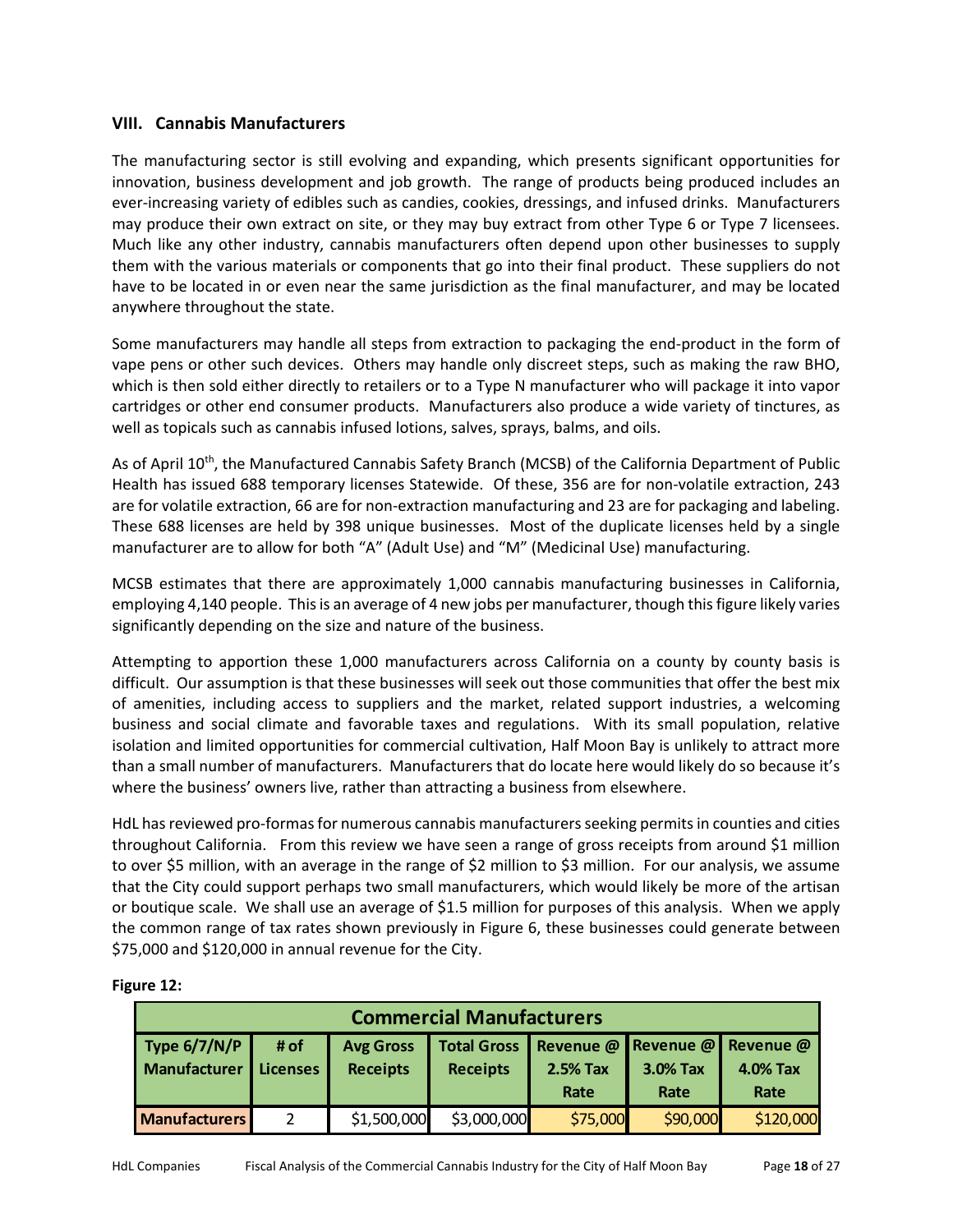## VIII. Cannabis Manufacturers

The manufacturing sector is still evolving and expanding, which presents significant opportunities for innovation, business development and job growth. The range of products being produced includes an ever-increasing variety of edibles such as candies, cookies, dressings, and infused drinks. Manufacturers may produce their own extract on site, or they may buy extract from other Type 6 or Type 7 licensees. Much like any other industry, cannabis manufacturers often depend upon other businesses to supply them with the various materials or components that go into their final product. These suppliers do not have to be located in or even near the same jurisdiction as the final manufacturer, and may be located anywhere throughout the state.

Some manufacturers may handle all steps from extraction to packaging the end-product in the form of vape pens or other such devices. Others may handle only discreet steps, such as making the raw BHO, which is then sold either directly to retailers or to a Type N manufacturer who will package it into vapor cartridges or other end consumer products. Manufacturers also produce a wide variety of tinctures, as well as topicals such as cannabis infused lotions, salves, sprays, balms, and oils.

As of April 10th, the Manufactured Cannabis Safety Branch (MCSB) of the California Department of Public Health has issued 688 temporary licenses Statewide. Of these, 356 are for non-volatile extraction, 243 are for volatile extraction, 66 are for non-extraction manufacturing and 23 are for packaging and labeling. These 688 licenses are held by 398 unique businesses. Most of the duplicate licenses held by a single manufacturer are to allow for both "A" (Adult Use) and "M" (Medicinal Use) manufacturing.

MCSB estimates that there are approximately 1,000 cannabis manufacturing businesses in California, employing 4,140 people. This is an average of 4 new jobs per manufacturer, though this figure likely varies significantly depending on the size and nature of the business.

Attempting to apportion these 1,000 manufacturers across California on a county by county basis is difficult. Our assumption is that these businesses will seek out those communities that offer the best mix of amenities, including access to suppliers and the market, related support industries, a welcoming business and social climate and favorable taxes and regulations. With its small population, relative isolation and limited opportunities for commercial cultivation, Half Moon Bay is unlikely to attract more than a small number of manufacturers. Manufacturers that do locate here would likely do so because it's where the business' owners live, rather than attracting a business from elsewhere.

HdL has reviewed pro-formas for numerous cannabis manufacturers seeking permits in counties and cities throughout California. From this review we have seen a range of gross receipts from around $1 million to over $5 million, with an average in the range of $2 million to $3 million. For our analysis, we assume that the City could support perhaps two small manufacturers, which would likely be more of the artisan or boutique scale. We shall use an average of $1.5 million for purposes of this analysis. When we apply the common range of tax rates shown previously in Figure 6, these businesses could generate between $75,000 and $120,000 in annual revenue for the City.

**Figure 12:**

| Commercial Manufacturers | | | | | | |
|---|---|---|---|---|---|---|
| **Type 6/7/N/P Manufacturer** | **# of Licenses** | **Avg Gross Receipts** | **Total Gross Receipts** | **Revenue @ 2.5% Tax Rate** | **Revenue @ 3.0% Tax Rate** | **Revenue @ 4.0% Tax Rate** |
| **Manufacturers** | 2 | $1,500,000 | $3,000,000 | $75,000 | $90,000 | $120,000 |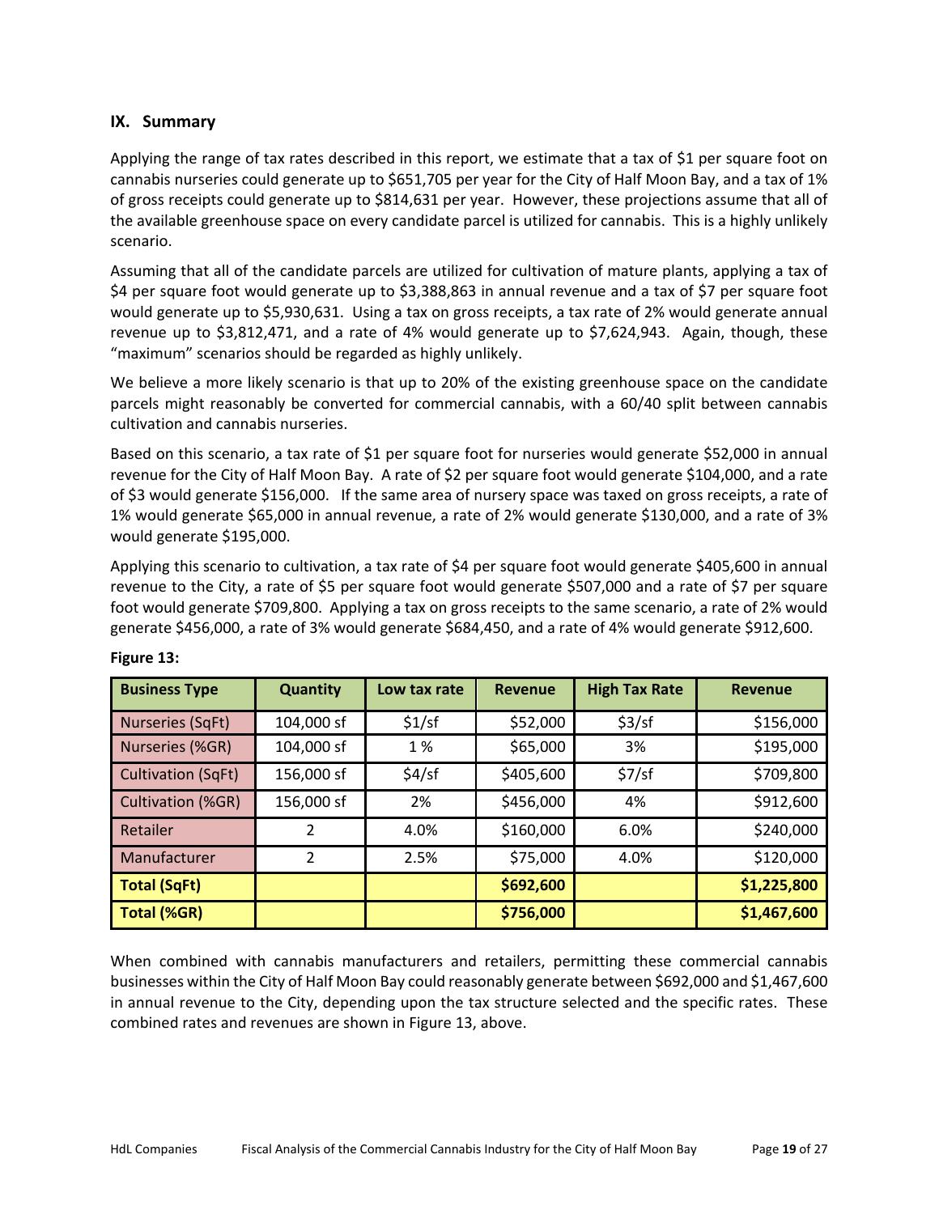## IX. Summary

Applying the range of tax rates described in this report, we estimate that a tax of $1 per square foot on cannabis nurseries could generate up to $651,705 per year for the City of Half Moon Bay, and a tax of 1% of gross receipts could generate up to $814,631 per year. However, these projections assume that all of the available greenhouse space on every candidate parcel is utilized for cannabis. This is a highly unlikely scenario.

Assuming that all of the candidate parcels are utilized for cultivation of mature plants, applying a tax of $4 per square foot would generate up to $3,388,863 in annual revenue and a tax of $7 per square foot would generate up to $5,930,631. Using a tax on gross receipts, a tax rate of 2% would generate annual revenue up to $3,812,471, and a rate of 4% would generate up to $7,624,943. Again, though, these "maximum" scenarios should be regarded as highly unlikely.

We believe a more likely scenario is that up to 20% of the existing greenhouse space on the candidate parcels might reasonably be converted for commercial cannabis, with a 60/40 split between cannabis cultivation and cannabis nurseries.

Based on this scenario, a tax rate of $1 per square foot for nurseries would generate $52,000 in annual revenue for the City of Half Moon Bay. A rate of $2 per square foot would generate $104,000, and a rate of $3 would generate $156,000. If the same area of nursery space was taxed on gross receipts, a rate of 1% would generate $65,000 in annual revenue, a rate of 2% would generate $130,000, and a rate of 3% would generate $195,000.

Applying this scenario to cultivation, a tax rate of $4 per square foot would generate $405,600 in annual revenue to the City, a rate of $5 per square foot would generate $507,000 and a rate of $7 per square foot would generate $709,800. Applying a tax on gross receipts to the same scenario, a rate of 2% would generate $456,000, a rate of 3% would generate $684,450, and a rate of 4% would generate $912,600.

**Figure 13:**

| Business Type | Quantity | Low tax rate | Revenue | High Tax Rate | Revenue |
|---|---|---|---|---|---|
| Nurseries (SqFt) | 104,000 sf | $1/sf | $52,000 | $3/sf | $156,000 |
| Nurseries (%GR) | 104,000 sf | 1 % | $65,000 | 3% | $195,000 |
| Cultivation (SqFt) | 156,000 sf | $4/sf | $405,600 | $7/sf | $709,800 |
| Cultivation (%GR) | 156,000 sf | 2% | $456,000 | 4% | $912,600 |
| Retailer | 2 | 4.0% | $160,000 | 6.0% | $240,000 |
| Manufacturer | 2 | 2.5% | $75,000 | 4.0% | $120,000 |
| **Total (SqFt)** | | | **$692,600** | | **$1,225,800** |
| **Total (%GR)** | | | **$756,000** | | **$1,467,600** |

When combined with cannabis manufacturers and retailers, permitting these commercial cannabis businesses within the City of Half Moon Bay could reasonably generate between $692,000 and $1,467,600 in annual revenue to the City, depending upon the tax structure selected and the specific rates. These combined rates and revenues are shown in Figure 13, above.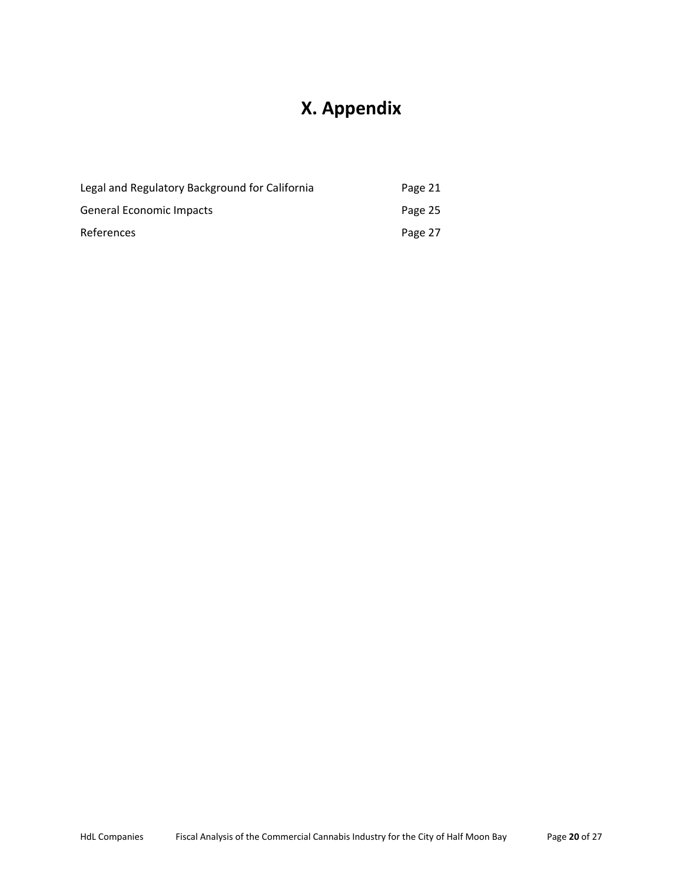# X. Appendix

| | |
|---|---|
| Legal and Regulatory Background for California | Page 21 |
| General Economic Impacts | Page 25 |
| References | Page 27 |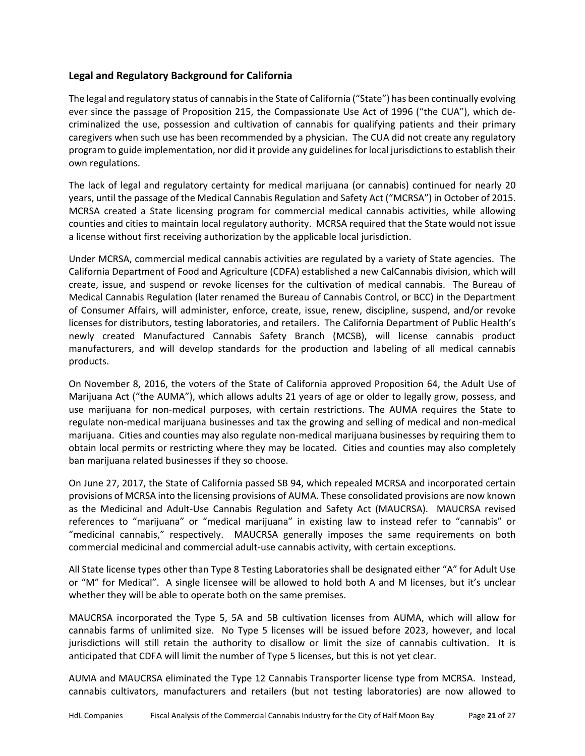## Legal and Regulatory Background for California

The legal and regulatory status of cannabis in the State of California ("State") has been continually evolving ever since the passage of Proposition 215, the Compassionate Use Act of 1996 ("the CUA"), which de-criminalized the use, possession and cultivation of cannabis for qualifying patients and their primary caregivers when such use has been recommended by a physician. The CUA did not create any regulatory program to guide implementation, nor did it provide any guidelines for local jurisdictions to establish their own regulations.

The lack of legal and regulatory certainty for medical marijuana (or cannabis) continued for nearly 20 years, until the passage of the Medical Cannabis Regulation and Safety Act ("MCRSA") in October of 2015. MCRSA created a State licensing program for commercial medical cannabis activities, while allowing counties and cities to maintain local regulatory authority. MCRSA required that the State would not issue a license without first receiving authorization by the applicable local jurisdiction.

Under MCRSA, commercial medical cannabis activities are regulated by a variety of State agencies. The California Department of Food and Agriculture (CDFA) established a new CalCannabis division, which will create, issue, and suspend or revoke licenses for the cultivation of medical cannabis. The Bureau of Medical Cannabis Regulation (later renamed the Bureau of Cannabis Control, or BCC) in the Department of Consumer Affairs, will administer, enforce, create, issue, renew, discipline, suspend, and/or revoke licenses for distributors, testing laboratories, and retailers. The California Department of Public Health's newly created Manufactured Cannabis Safety Branch (MCSB), will license cannabis product manufacturers, and will develop standards for the production and labeling of all medical cannabis products.

On November 8, 2016, the voters of the State of California approved Proposition 64, the Adult Use of Marijuana Act ("the AUMA"), which allows adults 21 years of age or older to legally grow, possess, and use marijuana for non-medical purposes, with certain restrictions. The AUMA requires the State to regulate non-medical marijuana businesses and tax the growing and selling of medical and non-medical marijuana. Cities and counties may also regulate non-medical marijuana businesses by requiring them to obtain local permits or restricting where they may be located. Cities and counties may also completely ban marijuana related businesses if they so choose.

On June 27, 2017, the State of California passed SB 94, which repealed MCRSA and incorporated certain provisions of MCRSA into the licensing provisions of AUMA. These consolidated provisions are now known as the Medicinal and Adult-Use Cannabis Regulation and Safety Act (MAUCRSA). MAUCRSA revised references to "marijuana" or "medical marijuana" in existing law to instead refer to "cannabis" or "medicinal cannabis," respectively. MAUCRSA generally imposes the same requirements on both commercial medicinal and commercial adult-use cannabis activity, with certain exceptions.

All State license types other than Type 8 Testing Laboratories shall be designated either "A" for Adult Use or "M" for Medical". A single licensee will be allowed to hold both A and M licenses, but it's unclear whether they will be able to operate both on the same premises.

MAUCRSA incorporated the Type 5, 5A and 5B cultivation licenses from AUMA, which will allow for cannabis farms of unlimited size. No Type 5 licenses will be issued before 2023, however, and local jurisdictions will still retain the authority to disallow or limit the size of cannabis cultivation. It is anticipated that CDFA will limit the number of Type 5 licenses, but this is not yet clear.

AUMA and MAUCRSA eliminated the Type 12 Cannabis Transporter license type from MCRSA. Instead, cannabis cultivators, manufacturers and retailers (but not testing laboratories) are now allowed to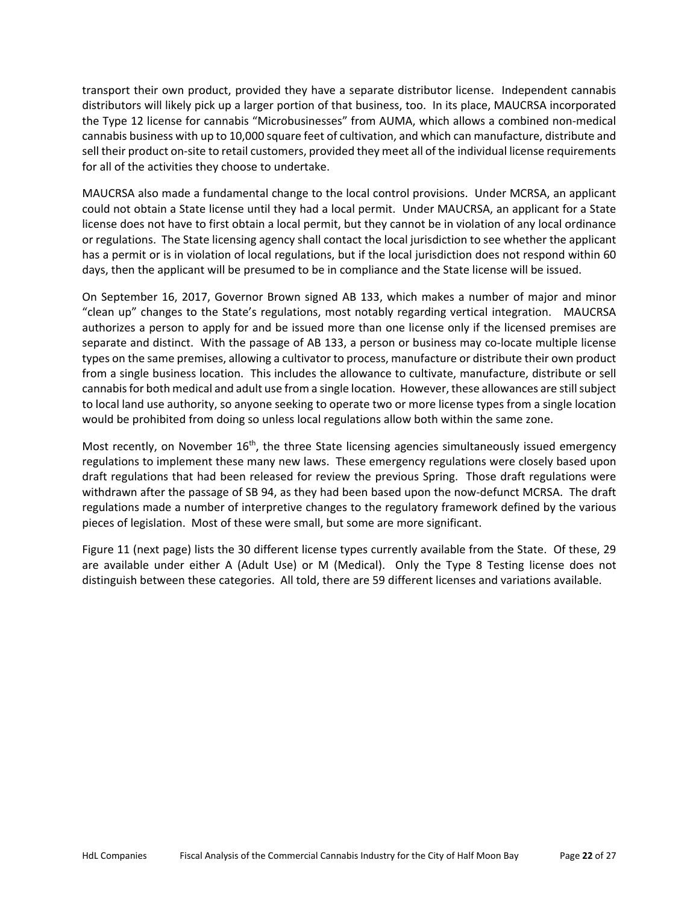transport their own product, provided they have a separate distributor license. Independent cannabis distributors will likely pick up a larger portion of that business, too. In its place, MAUCRSA incorporated the Type 12 license for cannabis "Microbusinesses" from AUMA, which allows a combined non-medical cannabis business with up to 10,000 square feet of cultivation, and which can manufacture, distribute and sell their product on-site to retail customers, provided they meet all of the individual license requirements for all of the activities they choose to undertake.

MAUCRSA also made a fundamental change to the local control provisions. Under MCRSA, an applicant could not obtain a State license until they had a local permit. Under MAUCRSA, an applicant for a State license does not have to first obtain a local permit, but they cannot be in violation of any local ordinance or regulations. The State licensing agency shall contact the local jurisdiction to see whether the applicant has a permit or is in violation of local regulations, but if the local jurisdiction does not respond within 60 days, then the applicant will be presumed to be in compliance and the State license will be issued.

On September 16, 2017, Governor Brown signed AB 133, which makes a number of major and minor "clean up" changes to the State's regulations, most notably regarding vertical integration. MAUCRSA authorizes a person to apply for and be issued more than one license only if the licensed premises are separate and distinct. With the passage of AB 133, a person or business may co-locate multiple license types on the same premises, allowing a cultivator to process, manufacture or distribute their own product from a single business location. This includes the allowance to cultivate, manufacture, distribute or sell cannabis for both medical and adult use from a single location. However, these allowances are still subject to local land use authority, so anyone seeking to operate two or more license types from a single location would be prohibited from doing so unless local regulations allow both within the same zone.

Most recently, on November 16th, the three State licensing agencies simultaneously issued emergency regulations to implement these many new laws. These emergency regulations were closely based upon draft regulations that had been released for review the previous Spring. Those draft regulations were withdrawn after the passage of SB 94, as they had been based upon the now-defunct MCRSA. The draft regulations made a number of interpretive changes to the regulatory framework defined by the various pieces of legislation. Most of these were small, but some are more significant.

Figure 11 (next page) lists the 30 different license types currently available from the State. Of these, 29 are available under either A (Adult Use) or M (Medical). Only the Type 8 Testing license does not distinguish between these categories. All told, there are 59 different licenses and variations available.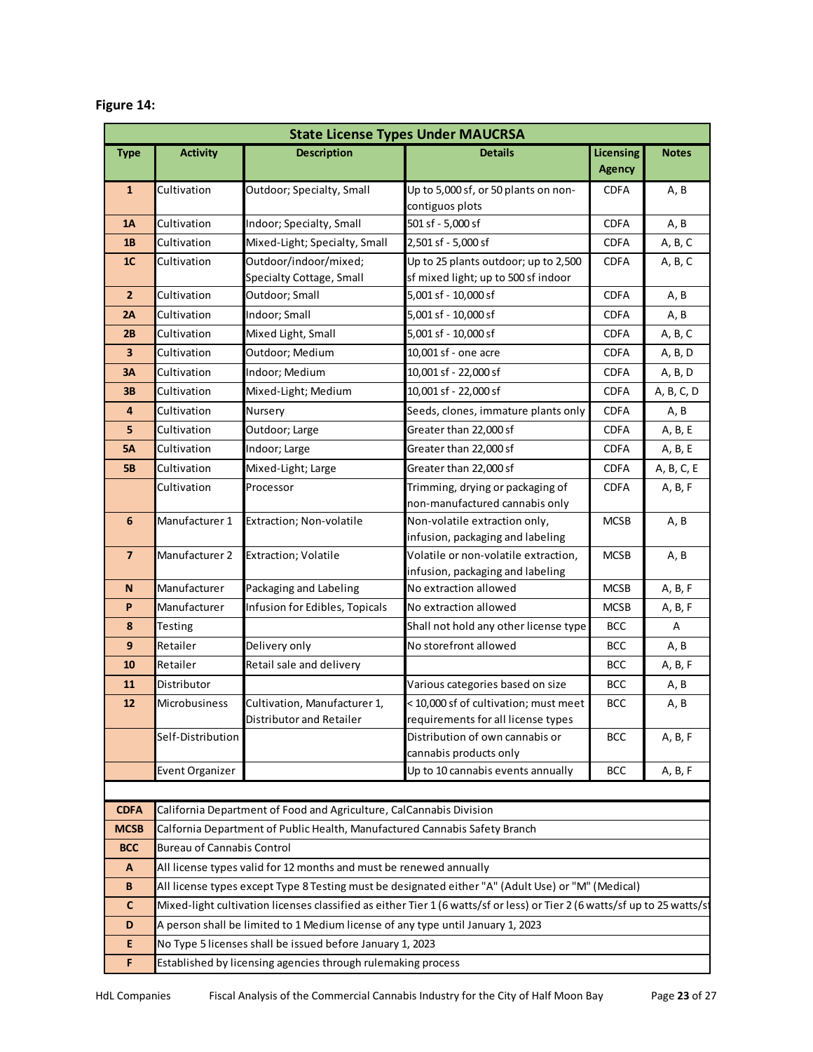**Figure 14:**

| State License Types Under MAUCRSA | | | | | |
|---|---|---|---|---|---|
| **Type** | **Activity** | **Description** | **Details** | **Licensing Agency** | **Notes** |
| **1** | Cultivation | Outdoor; Specialty, Small | Up to 5,000 sf, or 50 plants on non-contiguos plots | CDFA | A, B |
| **1A** | Cultivation | Indoor; Specialty, Small | 501 sf - 5,000 sf | CDFA | A, B |
| **1B** | Cultivation | Mixed-Light; Specialty, Small | 2,501 sf - 5,000 sf | CDFA | A, B, C |
| **1C** | Cultivation | Outdoor/indoor/mixed; Specialty Cottage, Small | Up to 25 plants outdoor; up to 2,500 sf mixed light; up to 500 sf indoor | CDFA | A, B, C |
| **2** | Cultivation | Outdoor; Small | 5,001 sf - 10,000 sf | CDFA | A, B |
| **2A** | Cultivation | Indoor; Small | 5,001 sf - 10,000 sf | CDFA | A, B |
| **2B** | Cultivation | Mixed Light, Small | 5,001 sf - 10,000 sf | CDFA | A, B, C |
| **3** | Cultivation | Outdoor; Medium | 10,001 sf - one acre | CDFA | A, B, D |
| **3A** | Cultivation | Indoor; Medium | 10,001 sf - 22,000 sf | CDFA | A, B, D |
| **3B** | Cultivation | Mixed-Light; Medium | 10,001 sf - 22,000 sf | CDFA | A, B, C, D |
| **4** | Cultivation | Nursery | Seeds, clones, immature plants only | CDFA | A, B |
| **5** | Cultivation | Outdoor; Large | Greater than 22,000 sf | CDFA | A, B, E |
| **5A** | Cultivation | Indoor; Large | Greater than 22,000 sf | CDFA | A, B, E |
| **5B** | Cultivation | Mixed-Light; Large | Greater than 22,000 sf | CDFA | A, B, C, E |
| | Cultivation | Processor | Trimming, drying or packaging of non-manufactured cannabis only | CDFA | A, B, F |
| **6** | Manufacturer 1 | Extraction; Non-volatile | Non-volatile extraction only, infusion, packaging and labeling | MCSB | A, B |
| **7** | Manufacturer 2 | Extraction; Volatile | Volatile or non-volatile extraction, infusion, packaging and labeling | MCSB | A, B |
| **N** | Manufacturer | Packaging and Labeling | No extraction allowed | MCSB | A, B, F |
| **P** | Manufacturer | Infusion for Edibles, Topicals | No extraction allowed | MCSB | A, B, F |
| **8** | Testing | | Shall not hold any other license type | BCC | A |
| **9** | Retailer | Delivery only | No storefront allowed | BCC | A, B |
| **10** | Retailer | Retail sale and delivery | | BCC | A, B, F |
| **11** | Distributor | | Various categories based on size | BCC | A, B |
| **12** | Microbusiness | Cultivation, Manufacturer 1, Distributor and Retailer | < 10,000 sf of cultivation; must meet requirements for all license types | BCC | A, B |
| | Self-Distribution | | Distribution of own cannabis or cannabis products only | BCC | A, B, F |
| | Event Organizer | | Up to 10 cannabis events annually | BCC | A, B, F |

| | |
|---|---|
| **CDFA** | California Department of Food and Agriculture, CalCannabis Division |
| **MCSB** | Calfornia Department of Public Health, Manufactured Cannabis Safety Branch |
| **BCC** | Bureau of Cannabis Control |
| **A** | All license types valid for 12 months and must be renewed annually |
| **B** | All license types except Type 8 Testing must be designated either "A" (Adult Use) or "M" (Medical) |
| **C** | Mixed-light cultivation licenses classified as either Tier 1 (6 watts/sf or less) or Tier 2 (6 watts/sf up to 25 watts/sf |
| **D** | A person shall be limited to 1 Medium license of any type until January 1, 2023 |
| **E** | No Type 5 licenses shall be issued before January 1, 2023 |
| **F** | Established by licensing agencies through rulemaking process |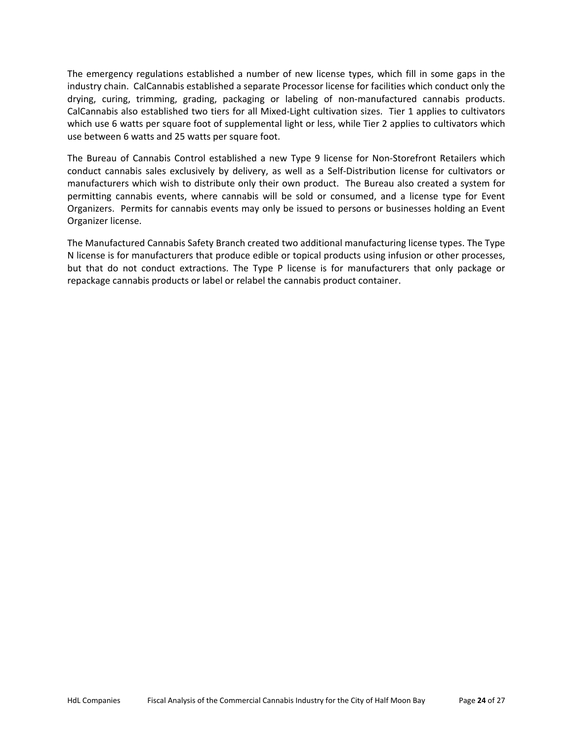The emergency regulations established a number of new license types, which fill in some gaps in the industry chain. CalCannabis established a separate Processor license for facilities which conduct only the drying, curing, trimming, grading, packaging or labeling of non-manufactured cannabis products. CalCannabis also established two tiers for all Mixed-Light cultivation sizes. Tier 1 applies to cultivators which use 6 watts per square foot of supplemental light or less, while Tier 2 applies to cultivators which use between 6 watts and 25 watts per square foot.

The Bureau of Cannabis Control established a new Type 9 license for Non-Storefront Retailers which conduct cannabis sales exclusively by delivery, as well as a Self-Distribution license for cultivators or manufacturers which wish to distribute only their own product. The Bureau also created a system for permitting cannabis events, where cannabis will be sold or consumed, and a license type for Event Organizers. Permits for cannabis events may only be issued to persons or businesses holding an Event Organizer license.

The Manufactured Cannabis Safety Branch created two additional manufacturing license types. The Type N license is for manufacturers that produce edible or topical products using infusion or other processes, but that do not conduct extractions. The Type P license is for manufacturers that only package or repackage cannabis products or label or relabel the cannabis product container.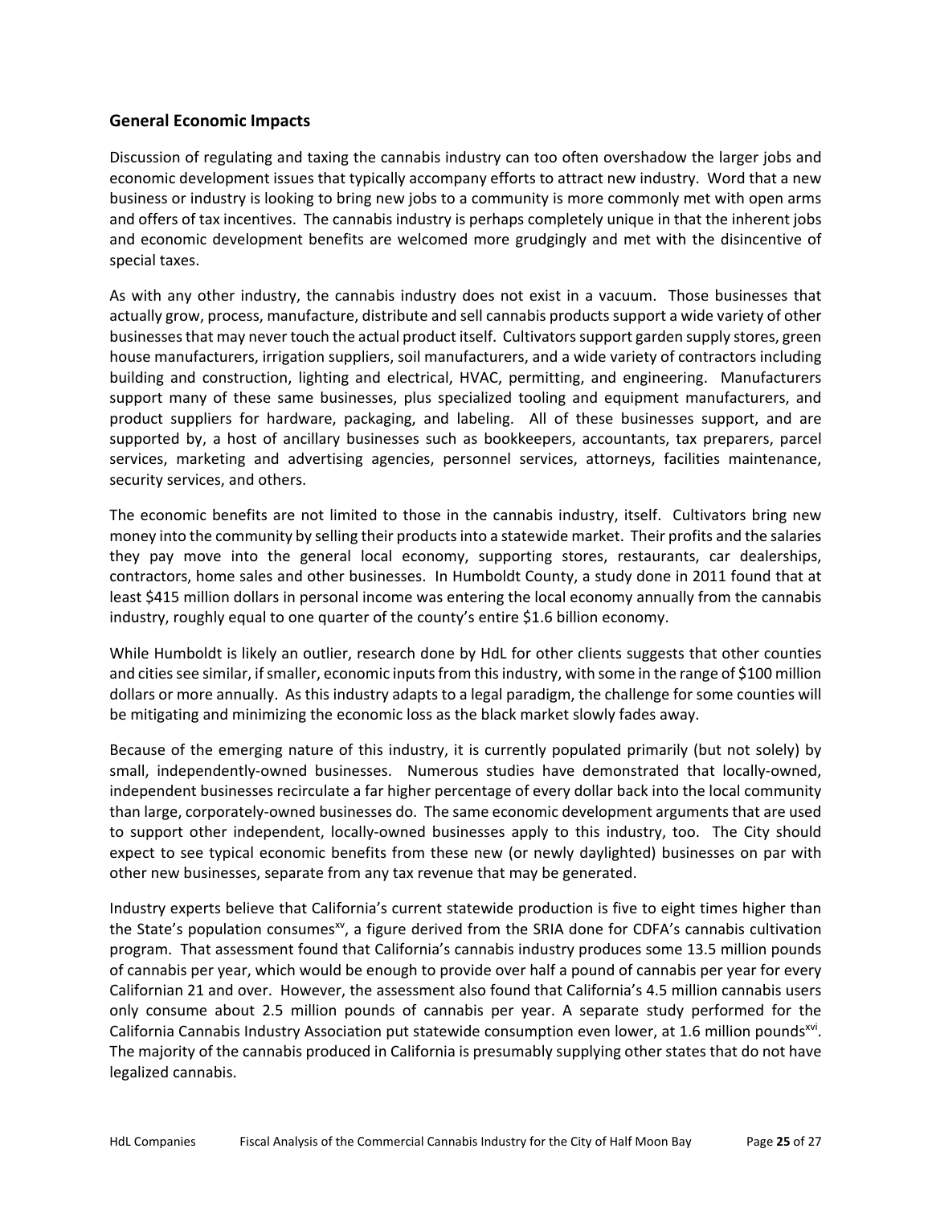## General Economic Impacts

Discussion of regulating and taxing the cannabis industry can too often overshadow the larger jobs and economic development issues that typically accompany efforts to attract new industry. Word that a new business or industry is looking to bring new jobs to a community is more commonly met with open arms and offers of tax incentives. The cannabis industry is perhaps completely unique in that the inherent jobs and economic development benefits are welcomed more grudgingly and met with the disincentive of special taxes.

As with any other industry, the cannabis industry does not exist in a vacuum. Those businesses that actually grow, process, manufacture, distribute and sell cannabis products support a wide variety of other businesses that may never touch the actual product itself. Cultivators support garden supply stores, green house manufacturers, irrigation suppliers, soil manufacturers, and a wide variety of contractors including building and construction, lighting and electrical, HVAC, permitting, and engineering. Manufacturers support many of these same businesses, plus specialized tooling and equipment manufacturers, and product suppliers for hardware, packaging, and labeling. All of these businesses support, and are supported by, a host of ancillary businesses such as bookkeepers, accountants, tax preparers, parcel services, marketing and advertising agencies, personnel services, attorneys, facilities maintenance, security services, and others.

The economic benefits are not limited to those in the cannabis industry, itself. Cultivators bring new money into the community by selling their products into a statewide market. Their profits and the salaries they pay move into the general local economy, supporting stores, restaurants, car dealerships, contractors, home sales and other businesses. In Humboldt County, a study done in 2011 found that at least $415 million dollars in personal income was entering the local economy annually from the cannabis industry, roughly equal to one quarter of the county's entire $1.6 billion economy.

While Humboldt is likely an outlier, research done by HdL for other clients suggests that other counties and cities see similar, if smaller, economic inputs from this industry, with some in the range of $100 million dollars or more annually. As this industry adapts to a legal paradigm, the challenge for some counties will be mitigating and minimizing the economic loss as the black market slowly fades away.

Because of the emerging nature of this industry, it is currently populated primarily (but not solely) by small, independently-owned businesses. Numerous studies have demonstrated that locally-owned, independent businesses recirculate a far higher percentage of every dollar back into the local community than large, corporately-owned businesses do. The same economic development arguments that are used to support other independent, locally-owned businesses apply to this industry, too. The City should expect to see typical economic benefits from these new (or newly daylighted) businesses on par with other new businesses, separate from any tax revenue that may be generated.

Industry experts believe that California's current statewide production is five to eight times higher than the State's population consumes[xv], a figure derived from the SRIA done for CDFA's cannabis cultivation program. That assessment found that California's cannabis industry produces some 13.5 million pounds of cannabis per year, which would be enough to provide over half a pound of cannabis per year for every Californian 21 and over. However, the assessment also found that California's 4.5 million cannabis users only consume about 2.5 million pounds of cannabis per year. A separate study performed for the California Cannabis Industry Association put statewide consumption even lower, at 1.6 million pounds[xvi]. The majority of the cannabis produced in California is presumably supplying other states that do not have legalized cannabis.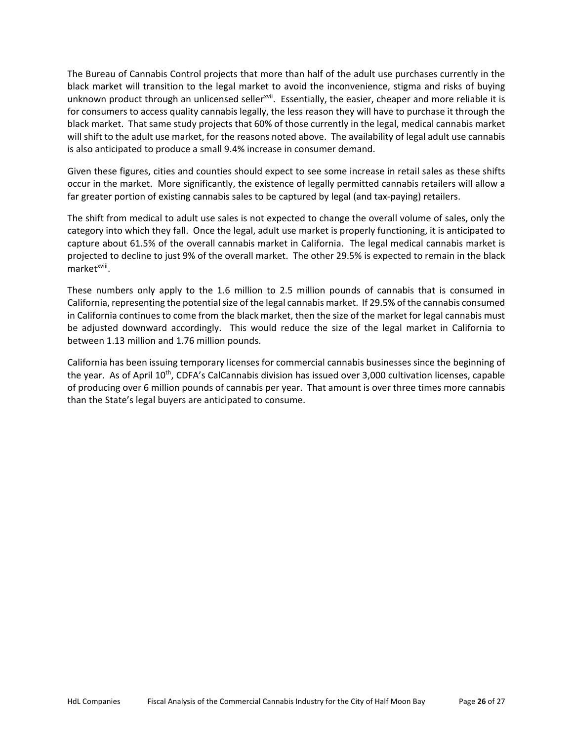The Bureau of Cannabis Control projects that more than half of the adult use purchases currently in the black market will transition to the legal market to avoid the inconvenience, stigma and risks of buying unknown product through an unlicensed seller[xvii]. Essentially, the easier, cheaper and more reliable it is for consumers to access quality cannabis legally, the less reason they will have to purchase it through the black market. That same study projects that 60% of those currently in the legal, medical cannabis market will shift to the adult use market, for the reasons noted above. The availability of legal adult use cannabis is also anticipated to produce a small 9.4% increase in consumer demand.

Given these figures, cities and counties should expect to see some increase in retail sales as these shifts occur in the market. More significantly, the existence of legally permitted cannabis retailers will allow a far greater portion of existing cannabis sales to be captured by legal (and tax-paying) retailers.

The shift from medical to adult use sales is not expected to change the overall volume of sales, only the category into which they fall. Once the legal, adult use market is properly functioning, it is anticipated to capture about 61.5% of the overall cannabis market in California. The legal medical cannabis market is projected to decline to just 9% of the overall market. The other 29.5% is expected to remain in the black market[xviii].

These numbers only apply to the 1.6 million to 2.5 million pounds of cannabis that is consumed in California, representing the potential size of the legal cannabis market. If 29.5% of the cannabis consumed in California continues to come from the black market, then the size of the market for legal cannabis must be adjusted downward accordingly. This would reduce the size of the legal market in California to between 1.13 million and 1.76 million pounds.

California has been issuing temporary licenses for commercial cannabis businesses since the beginning of the year. As of April 10th, CDFA's CalCannabis division has issued over 3,000 cultivation licenses, capable of producing over 6 million pounds of cannabis per year. That amount is over three times more cannabis than the State's legal buyers are anticipated to consume.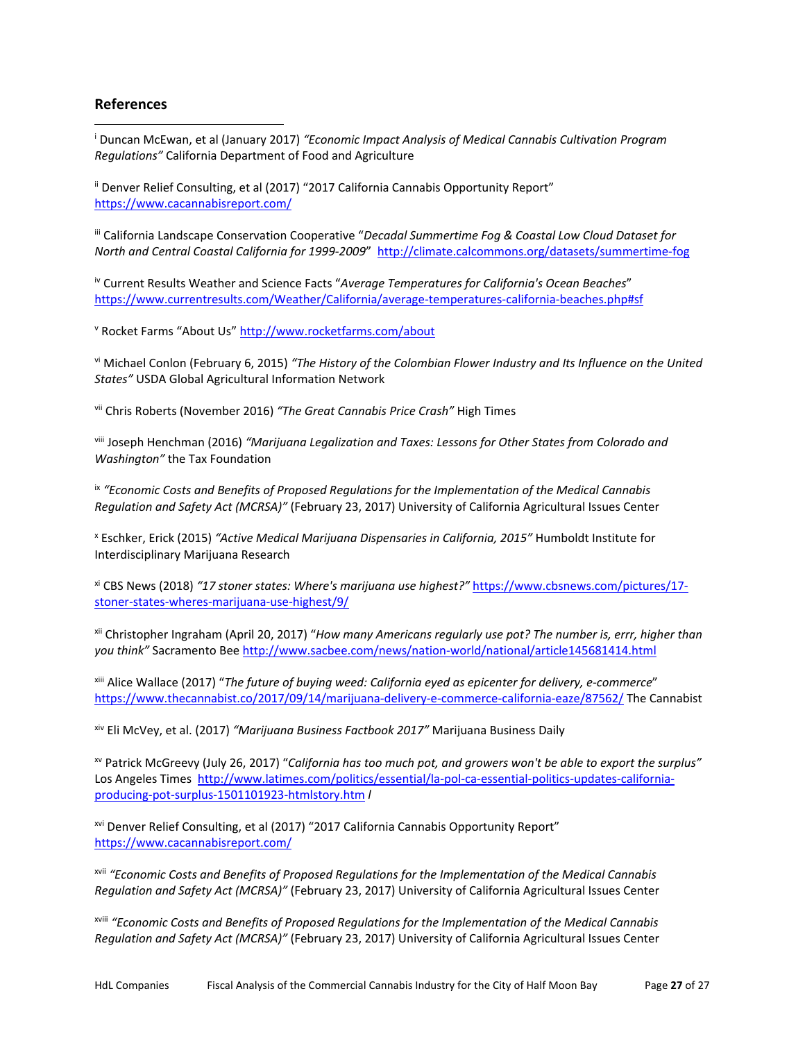## References

[i] Duncan McEwan, et al (January 2017) *"Economic Impact Analysis of Medical Cannabis Cultivation Program Regulations"* California Department of Food and Agriculture

[ii] Denver Relief Consulting, et al (2017) "2017 California Cannabis Opportunity Report" https://www.cacannabisreport.com/

[iii] California Landscape Conservation Cooperative "*Decadal Summertime Fog & Coastal Low Cloud Dataset for North and Central Coastal California for 1999-2009*" http://climate.calcommons.org/datasets/summertime-fog

[iv] Current Results Weather and Science Facts "*Average Temperatures for California's Ocean Beaches*" https://www.currentresults.com/Weather/California/average-temperatures-california-beaches.php#sf

[v] Rocket Farms "About Us" http://www.rocketfarms.com/about

[vi] Michael Conlon (February 6, 2015) *"The History of the Colombian Flower Industry and Its Influence on the United States"* USDA Global Agricultural Information Network

[vii] Chris Roberts (November 2016) *"The Great Cannabis Price Crash"* High Times

[viii] Joseph Henchman (2016) *"Marijuana Legalization and Taxes: Lessons for Other States from Colorado and Washington"* the Tax Foundation

[ix] *"Economic Costs and Benefits of Proposed Regulations for the Implementation of the Medical Cannabis Regulation and Safety Act (MCRSA)"* (February 23, 2017) University of California Agricultural Issues Center

[x] Eschker, Erick (2015) *"Active Medical Marijuana Dispensaries in California, 2015"* Humboldt Institute for Interdisciplinary Marijuana Research

[xi] CBS News (2018) *"17 stoner states: Where's marijuana use highest?"* https://www.cbsnews.com/pictures/17-stoner-states-wheres-marijuana-use-highest/9/

[xii] Christopher Ingraham (April 20, 2017) "*How many Americans regularly use pot? The number is, errr, higher than you think"* Sacramento Bee http://www.sacbee.com/news/nation-world/national/article145681414.html

[xiii] Alice Wallace (2017) "*The future of buying weed: California eyed as epicenter for delivery, e-commerce*" https://www.thecannabist.co/2017/09/14/marijuana-delivery-e-commerce-california-eaze/87562/ The Cannabist

[xiv] Eli McVey, et al. (2017) *"Marijuana Business Factbook 2017"* Marijuana Business Daily

[xv] Patrick McGreevy (July 26, 2017) "*California has too much pot, and growers won't be able to export the surplus"* Los Angeles Times http://www.latimes.com/politics/essential/la-pol-ca-essential-politics-updates-california-producing-pot-surplus-1501101923-htmlstory.htm l

[xvi] Denver Relief Consulting, et al (2017) "2017 California Cannabis Opportunity Report" https://www.cacannabisreport.com/

[xvii] *"Economic Costs and Benefits of Proposed Regulations for the Implementation of the Medical Cannabis Regulation and Safety Act (MCRSA)"* (February 23, 2017) University of California Agricultural Issues Center

[xviii] *"Economic Costs and Benefits of Proposed Regulations for the Implementation of the Medical Cannabis Regulation and Safety Act (MCRSA)"* (February 23, 2017) University of California Agricultural Issues Center